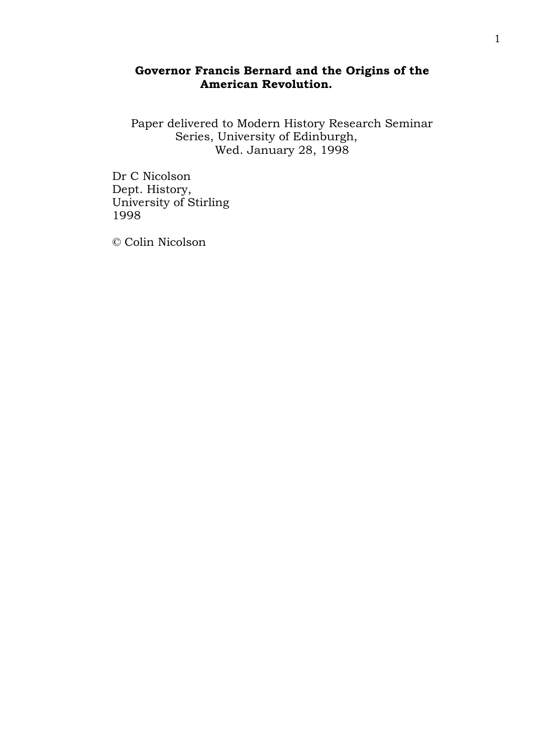# Governor Francis Bernard and the Origins of the American Revolution.

Paper delivered to Modern History Research Seminar Series, University of Edinburgh, Wed. January 28, 1998

Dr C Nicolson
Dept. History,
University of Stirling
1998

© Colin Nicolson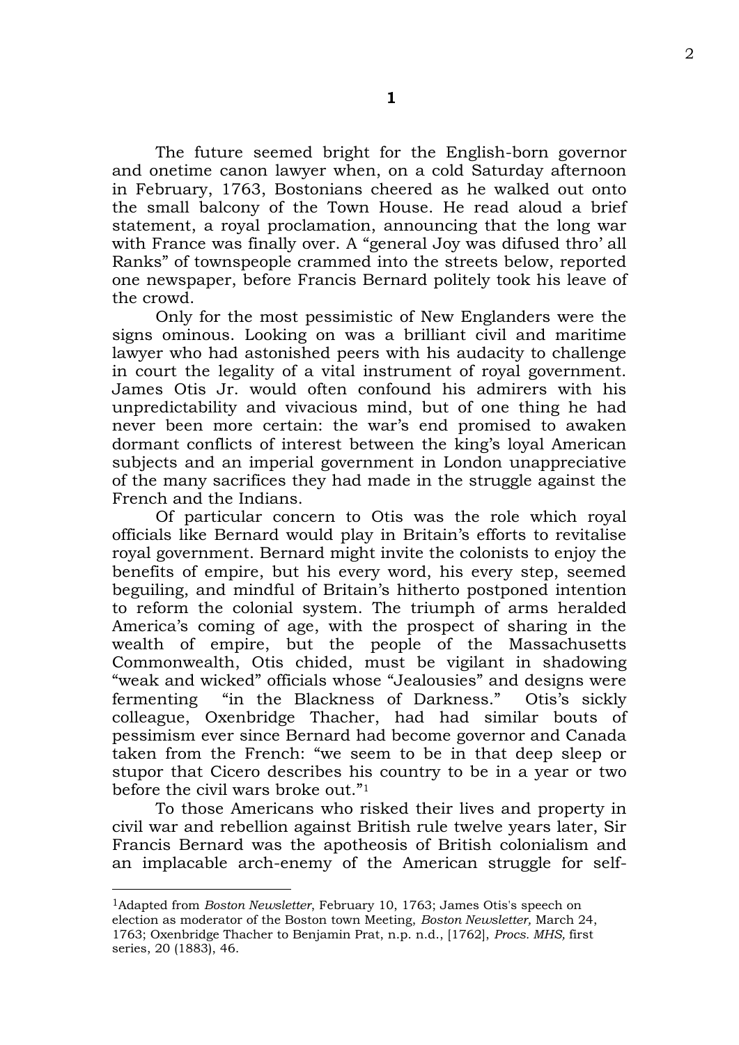# 1

The future seemed bright for the English-born governor and onetime canon lawyer when, on a cold Saturday afternoon in February, 1763, Bostonians cheered as he walked out onto the small balcony of the Town House. He read aloud a brief statement, a royal proclamation, announcing that the long war with France was finally over. A "general Joy was difused thro' all Ranks" of townspeople crammed into the streets below, reported one newspaper, before Francis Bernard politely took his leave of the crowd.

Only for the most pessimistic of New Englanders were the signs ominous. Looking on was a brilliant civil and maritime lawyer who had astonished peers with his audacity to challenge in court the legality of a vital instrument of royal government. James Otis Jr. would often confound his admirers with his unpredictability and vivacious mind, but of one thing he had never been more certain: the war's end promised to awaken dormant conflicts of interest between the king's loyal American subjects and an imperial government in London unappreciative of the many sacrifices they had made in the struggle against the French and the Indians.

Of particular concern to Otis was the role which royal officials like Bernard would play in Britain's efforts to revitalise royal government. Bernard might invite the colonists to enjoy the benefits of empire, but his every word, his every step, seemed beguiling, and mindful of Britain's hitherto postponed intention to reform the colonial system. The triumph of arms heralded America's coming of age, with the prospect of sharing in the wealth of empire, but the people of the Massachusetts Commonwealth, Otis chided, must be vigilant in shadowing "weak and wicked" officials whose "Jealousies" and designs were fermenting "in the Blackness of Darkness." Otis's sickly colleague, Oxenbridge Thacher, had had similar bouts of pessimism ever since Bernard had become governor and Canada taken from the French: "we seem to be in that deep sleep or stupor that Cicero describes his country to be in a year or two before the civil wars broke out."[1]

To those Americans who risked their lives and property in civil war and rebellion against British rule twelve years later, Sir Francis Bernard was the apotheosis of British colonialism and an implacable arch-enemy of the American struggle for self-

[1] Adapted from *Boston Newsletter*, February 10, 1763; James Otis's speech on election as moderator of the Boston town Meeting, *Boston Newsletter,* March 24, 1763; Oxenbridge Thacher to Benjamin Prat, n.p. n.d., [1762], *Procs. MHS,* first series, 20 (1883), 46.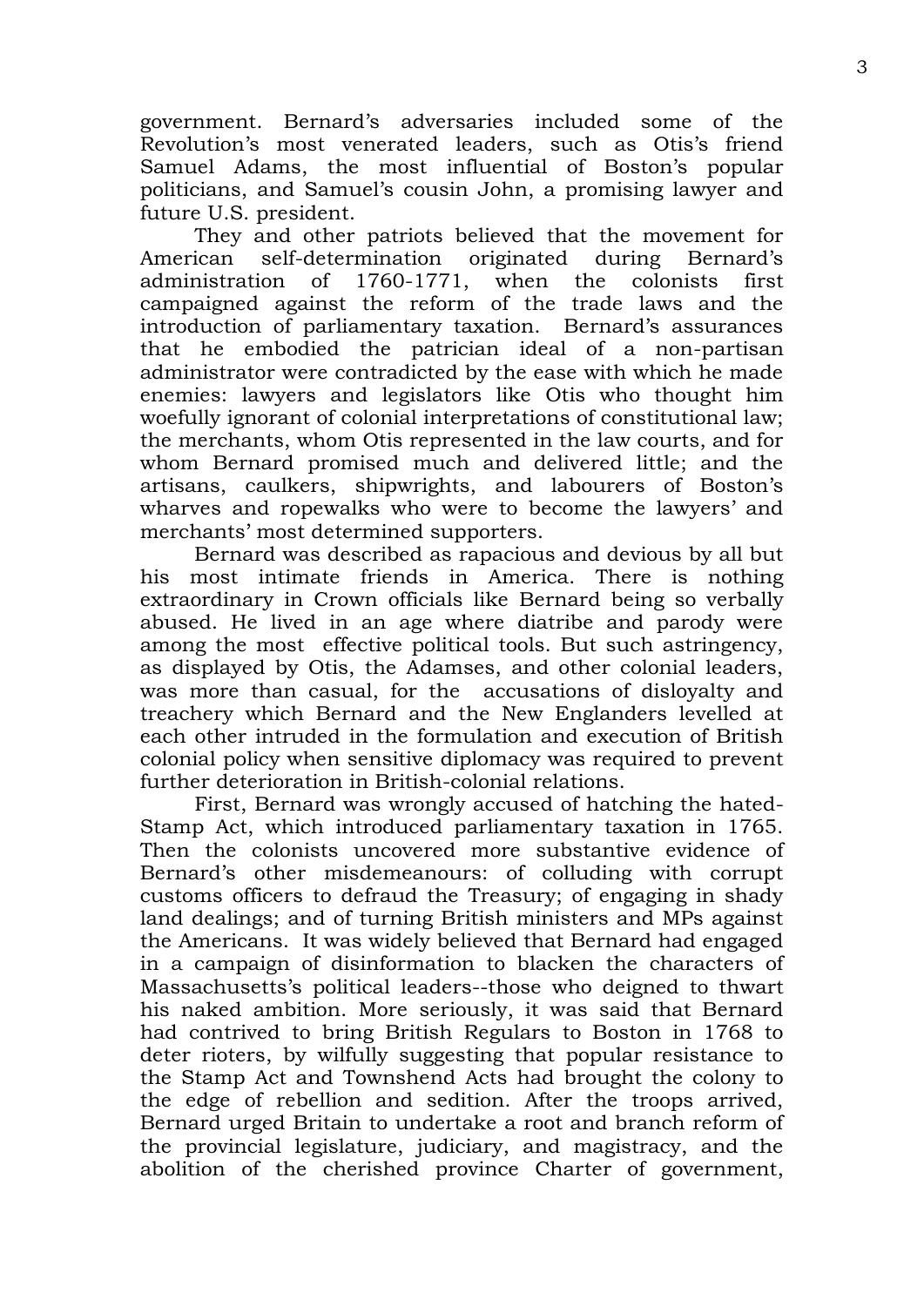government. Bernard's adversaries included some of the Revolution's most venerated leaders, such as Otis's friend Samuel Adams, the most influential of Boston's popular politicians, and Samuel's cousin John, a promising lawyer and future U.S. president.

They and other patriots believed that the movement for American self-determination originated during Bernard's administration of 1760-1771, when the colonists first campaigned against the reform of the trade laws and the introduction of parliamentary taxation. Bernard's assurances that he embodied the patrician ideal of a non-partisan administrator were contradicted by the ease with which he made enemies: lawyers and legislators like Otis who thought him woefully ignorant of colonial interpretations of constitutional law; the merchants, whom Otis represented in the law courts, and for whom Bernard promised much and delivered little; and the artisans, caulkers, shipwrights, and labourers of Boston's wharves and ropewalks who were to become the lawyers' and merchants' most determined supporters.

Bernard was described as rapacious and devious by all but his most intimate friends in America. There is nothing extraordinary in Crown officials like Bernard being so verbally abused. He lived in an age where diatribe and parody were among the most effective political tools. But such astringency, as displayed by Otis, the Adamses, and other colonial leaders, was more than casual, for the accusations of disloyalty and treachery which Bernard and the New Englanders levelled at each other intruded in the formulation and execution of British colonial policy when sensitive diplomacy was required to prevent further deterioration in British-colonial relations.

First, Bernard was wrongly accused of hatching the hated-Stamp Act, which introduced parliamentary taxation in 1765. Then the colonists uncovered more substantive evidence of Bernard's other misdemeanours: of colluding with corrupt customs officers to defraud the Treasury; of engaging in shady land dealings; and of turning British ministers and MPs against the Americans. It was widely believed that Bernard had engaged in a campaign of disinformation to blacken the characters of Massachusetts's political leaders--those who deigned to thwart his naked ambition. More seriously, it was said that Bernard had contrived to bring British Regulars to Boston in 1768 to deter rioters, by wilfully suggesting that popular resistance to the Stamp Act and Townshend Acts had brought the colony to the edge of rebellion and sedition. After the troops arrived, Bernard urged Britain to undertake a root and branch reform of the provincial legislature, judiciary, and magistracy, and the abolition of the cherished province Charter of government,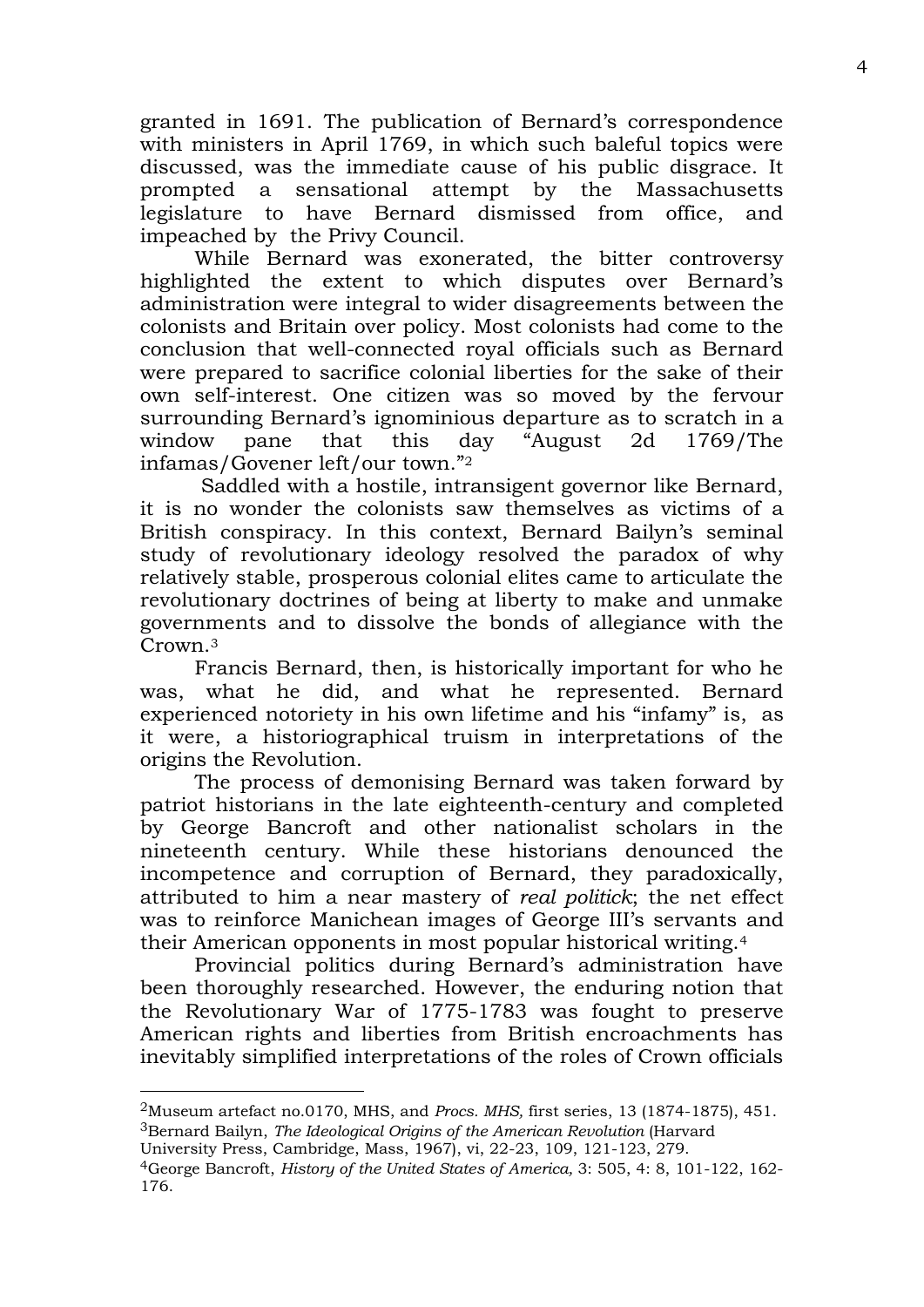granted in 1691. The publication of Bernard's correspondence with ministers in April 1769, in which such baleful topics were discussed, was the immediate cause of his public disgrace. It prompted a sensational attempt by the Massachusetts legislature to have Bernard dismissed from office, and impeached by the Privy Council.

While Bernard was exonerated, the bitter controversy highlighted the extent to which disputes over Bernard's administration were integral to wider disagreements between the colonists and Britain over policy. Most colonists had come to the conclusion that well-connected royal officials such as Bernard were prepared to sacrifice colonial liberties for the sake of their own self-interest. One citizen was so moved by the fervour surrounding Bernard's ignominious departure as to scratch in a window pane that this day "August 2d 1769/The infamas/Govener left/our town."[2]

Saddled with a hostile, intransigent governor like Bernard, it is no wonder the colonists saw themselves as victims of a British conspiracy. In this context, Bernard Bailyn's seminal study of revolutionary ideology resolved the paradox of why relatively stable, prosperous colonial elites came to articulate the revolutionary doctrines of being at liberty to make and unmake governments and to dissolve the bonds of allegiance with the Crown.[3]

Francis Bernard, then, is historically important for who he was, what he did, and what he represented. Bernard experienced notoriety in his own lifetime and his "infamy" is, as it were, a historiographical truism in interpretations of the origins the Revolution.

The process of demonising Bernard was taken forward by patriot historians in the late eighteenth-century and completed by George Bancroft and other nationalist scholars in the nineteenth century. While these historians denounced the incompetence and corruption of Bernard, they paradoxically, attributed to him a near mastery of *real politick*; the net effect was to reinforce Manichean images of George III's servants and their American opponents in most popular historical writing.[4]

Provincial politics during Bernard's administration have been thoroughly researched. However, the enduring notion that the Revolutionary War of 1775-1783 was fought to preserve American rights and liberties from British encroachments has inevitably simplified interpretations of the roles of Crown officials

---

[2]Museum artefact no.0170, MHS, and *Procs. MHS,* first series, 13 (1874-1875), 451.

[3]Bernard Bailyn, *The Ideological Origins of the American Revolution* (Harvard University Press, Cambridge, Mass, 1967), vi, 22-23, 109, 121-123, 279.

[4]George Bancroft, *History of the United States of America,* 3: 505, 4: 8, 101-122, 162-176.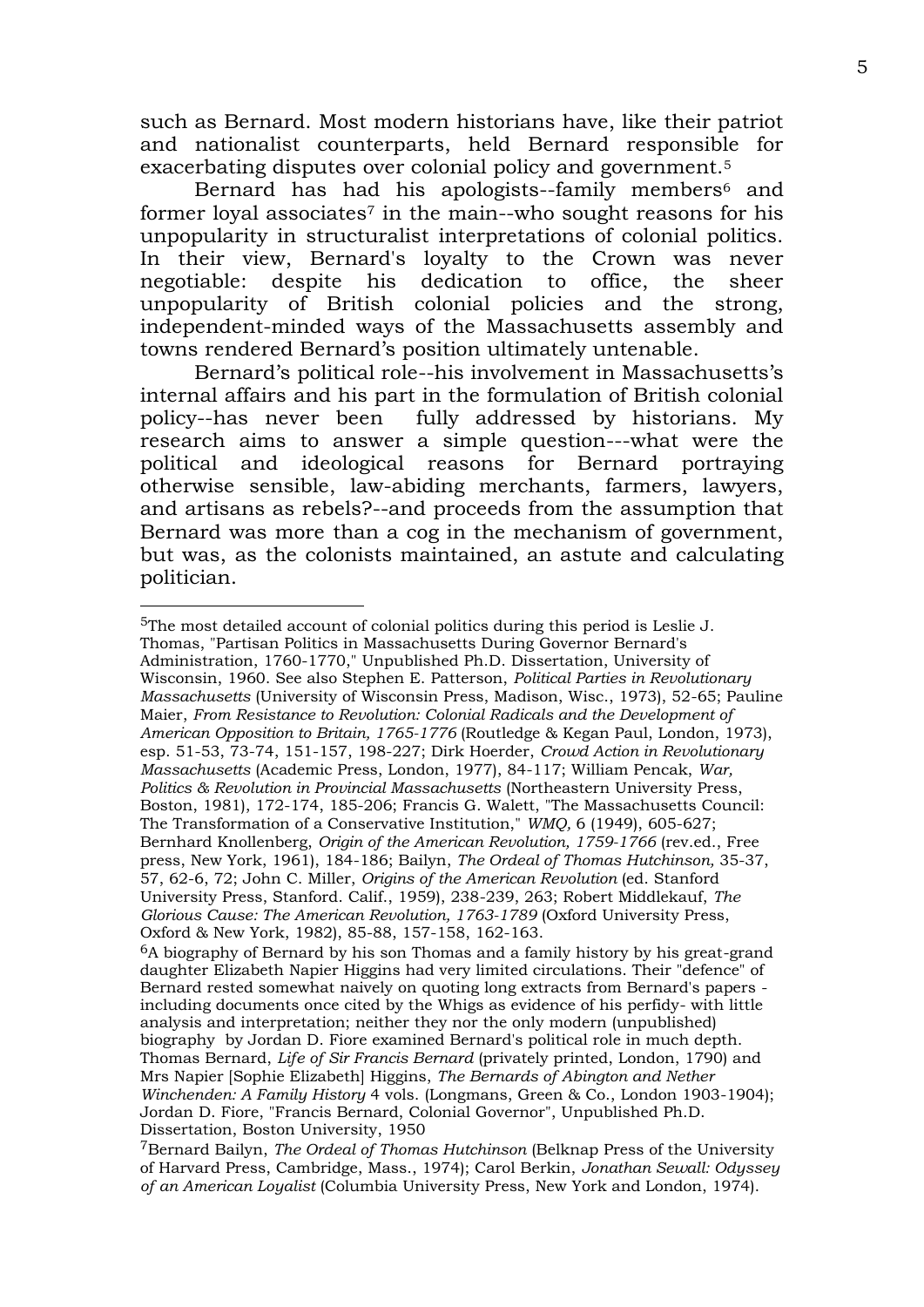such as Bernard. Most modern historians have, like their patriot and nationalist counterparts, held Bernard responsible for exacerbating disputes over colonial policy and government.[5]

Bernard has had his apologists--family members[6] and former loyal associates[7] in the main--who sought reasons for his unpopularity in structuralist interpretations of colonial politics. In their view, Bernard's loyalty to the Crown was never negotiable: despite his dedication to office, the sheer unpopularity of British colonial policies and the strong, independent-minded ways of the Massachusetts assembly and towns rendered Bernard's position ultimately untenable.

Bernard's political role--his involvement in Massachusetts's internal affairs and his part in the formulation of British colonial policy--has never been fully addressed by historians. My research aims to answer a simple question---what were the political and ideological reasons for Bernard portraying otherwise sensible, law-abiding merchants, farmers, lawyers, and artisans as rebels?--and proceeds from the assumption that Bernard was more than a cog in the mechanism of government, but was, as the colonists maintained, an astute and calculating politician.

---

[5]The most detailed account of colonial politics during this period is Leslie J. Thomas, "Partisan Politics in Massachusetts During Governor Bernard's Administration, 1760-1770," Unpublished Ph.D. Dissertation, University of Wisconsin, 1960. See also Stephen E. Patterson, *Political Parties in Revolutionary Massachusetts* (University of Wisconsin Press, Madison, Wisc., 1973), 52-65; Pauline Maier, *From Resistance to Revolution: Colonial Radicals and the Development of American Opposition to Britain, 1765-1776* (Routledge & Kegan Paul, London, 1973), esp. 51-53, 73-74, 151-157, 198-227; Dirk Hoerder, *Crowd Action in Revolutionary Massachusetts* (Academic Press, London, 1977), 84-117; William Pencak, *War, Politics & Revolution in Provincial Massachusetts* (Northeastern University Press, Boston, 1981), 172-174, 185-206; Francis G. Walett, "The Massachusetts Council: The Transformation of a Conservative Institution," *WMQ*, 6 (1949), 605-627; Bernhard Knollenberg, *Origin of the American Revolution, 1759-1766* (rev.ed., Free press, New York, 1961), 184-186; Bailyn, *The Ordeal of Thomas Hutchinson,* 35-37, 57, 62-6, 72; John C. Miller, *Origins of the American Revolution* (ed. Stanford University Press, Stanford. Calif., 1959), 238-239, 263; Robert Middlekauf, *The Glorious Cause: The American Revolution, 1763-1789* (Oxford University Press, Oxford & New York, 1982), 85-88, 157-158, 162-163.

[6]A biography of Bernard by his son Thomas and a family history by his great-grand daughter Elizabeth Napier Higgins had very limited circulations. Their "defence" of Bernard rested somewhat naively on quoting long extracts from Bernard's papers - including documents once cited by the Whigs as evidence of his perfidy- with little analysis and interpretation; neither they nor the only modern (unpublished) biography by Jordan D. Fiore examined Bernard's political role in much depth. Thomas Bernard, *Life of Sir Francis Bernard* (privately printed, London, 1790) and Mrs Napier [Sophie Elizabeth] Higgins, *The Bernards of Abington and Nether Winchenden: A Family History* 4 vols. (Longmans, Green & Co., London 1903-1904); Jordan D. Fiore, "Francis Bernard, Colonial Governor", Unpublished Ph.D. Dissertation, Boston University, 1950

[7]Bernard Bailyn, *The Ordeal of Thomas Hutchinson* (Belknap Press of the University of Harvard Press, Cambridge, Mass., 1974); Carol Berkin, *Jonathan Sewall: Odyssey of an American Loyalist* (Columbia University Press, New York and London, 1974).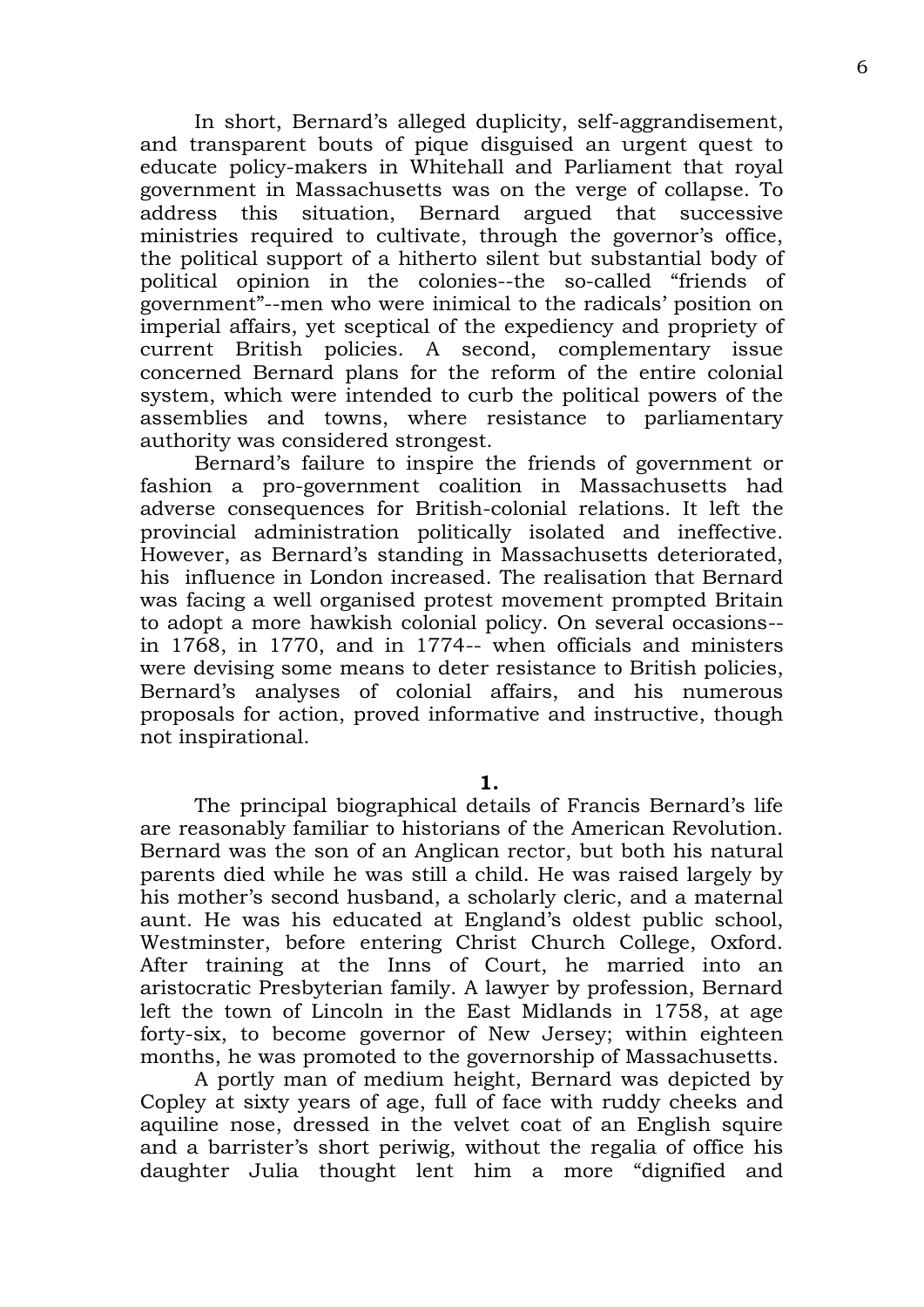In short, Bernard's alleged duplicity, self-aggrandisement, and transparent bouts of pique disguised an urgent quest to educate policy-makers in Whitehall and Parliament that royal government in Massachusetts was on the verge of collapse. To address this situation, Bernard argued that successive ministries required to cultivate, through the governor's office, the political support of a hitherto silent but substantial body of political opinion in the colonies--the so-called "friends of government"--men who were inimical to the radicals' position on imperial affairs, yet sceptical of the expediency and propriety of current British policies. A second, complementary issue concerned Bernard plans for the reform of the entire colonial system, which were intended to curb the political powers of the assemblies and towns, where resistance to parliamentary authority was considered strongest.

Bernard's failure to inspire the friends of government or fashion a pro-government coalition in Massachusetts had adverse consequences for British-colonial relations. It left the provincial administration politically isolated and ineffective. However, as Bernard's standing in Massachusetts deteriorated, his influence in London increased. The realisation that Bernard was facing a well organised protest movement prompted Britain to adopt a more hawkish colonial policy. On several occasions-- in 1768, in 1770, and in 1774-- when officials and ministers were devising some means to deter resistance to British policies, Bernard's analyses of colonial affairs, and his numerous proposals for action, proved informative and instructive, though not inspirational.

**1.**

The principal biographical details of Francis Bernard's life are reasonably familiar to historians of the American Revolution. Bernard was the son of an Anglican rector, but both his natural parents died while he was still a child. He was raised largely by his mother's second husband, a scholarly cleric, and a maternal aunt. He was his educated at England's oldest public school, Westminster, before entering Christ Church College, Oxford. After training at the Inns of Court, he married into an aristocratic Presbyterian family. A lawyer by profession, Bernard left the town of Lincoln in the East Midlands in 1758, at age forty-six, to become governor of New Jersey; within eighteen months, he was promoted to the governorship of Massachusetts.

A portly man of medium height, Bernard was depicted by Copley at sixty years of age, full of face with ruddy cheeks and aquiline nose, dressed in the velvet coat of an English squire and a barrister's short periwig, without the regalia of office his daughter Julia thought lent him a more "dignified and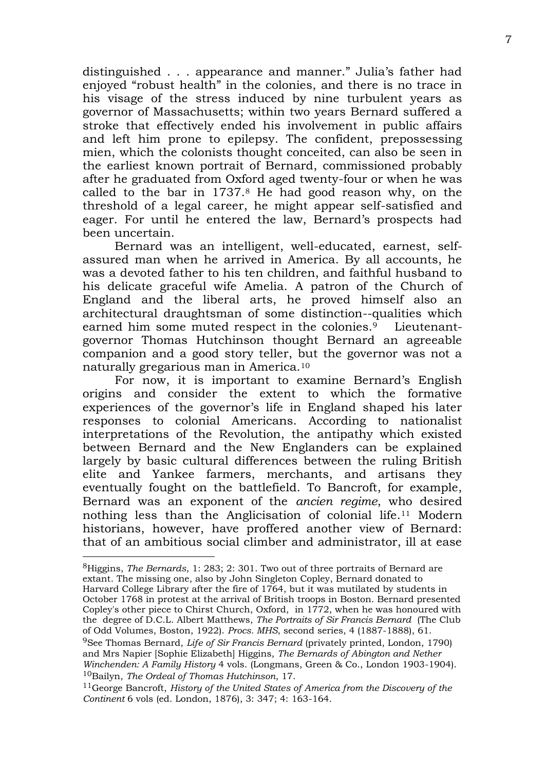distinguished . . . appearance and manner." Julia's father had enjoyed "robust health" in the colonies, and there is no trace in his visage of the stress induced by nine turbulent years as governor of Massachusetts; within two years Bernard suffered a stroke that effectively ended his involvement in public affairs and left him prone to epilepsy. The confident, prepossessing mien, which the colonists thought conceited, can also be seen in the earliest known portrait of Bernard, commissioned probably after he graduated from Oxford aged twenty-four or when he was called to the bar in 1737.[8] He had good reason why, on the threshold of a legal career, he might appear self-satisfied and eager. For until he entered the law, Bernard's prospects had been uncertain.

Bernard was an intelligent, well-educated, earnest, self-assured man when he arrived in America. By all accounts, he was a devoted father to his ten children, and faithful husband to his delicate graceful wife Amelia. A patron of the Church of England and the liberal arts, he proved himself also an architectural draughtsman of some distinction--qualities which earned him some muted respect in the colonies.[9] Lieutenant-governor Thomas Hutchinson thought Bernard an agreeable companion and a good story teller, but the governor was not a naturally gregarious man in America.[10]

For now, it is important to examine Bernard's English origins and consider the extent to which the formative experiences of the governor's life in England shaped his later responses to colonial Americans. According to nationalist interpretations of the Revolution, the antipathy which existed between Bernard and the New Englanders can be explained largely by basic cultural differences between the ruling British elite and Yankee farmers, merchants, and artisans they eventually fought on the battlefield. To Bancroft, for example, Bernard was an exponent of the *ancien regime*, who desired nothing less than the Anglicisation of colonial life.[11] Modern historians, however, have proffered another view of Bernard: that of an ambitious social climber and administrator, ill at ease

---

[8]Higgins, *The Bernards*, 1: 283; 2: 301. Two out of three portraits of Bernard are extant. The missing one, also by John Singleton Copley, Bernard donated to Harvard College Library after the fire of 1764, but it was mutilated by students in October 1768 in protest at the arrival of British troops in Boston. Bernard presented Copley's other piece to Chirst Church, Oxford, in 1772, when he was honoured with the degree of D.C.L. Albert Matthews, *The Portraits of Sir Francis Bernard* (The Club of Odd Volumes, Boston, 1922). *Procs. MHS*, second series, 4 (1887-1888), 61.

[9]See Thomas Bernard, *Life of Sir Francis Bernard* (privately printed, London, 1790) and Mrs Napier [Sophie Elizabeth] Higgins, *The Bernards of Abington and Nether Winchenden: A Family History* 4 vols. (Longmans, Green & Co., London 1903-1904).

[10]Bailyn, *The Ordeal of Thomas Hutchinson*, 17.

[11]George Bancroft, *History of the United States of America from the Discovery of the Continent* 6 vols (ed. London, 1876), 3: 347; 4: 163-164.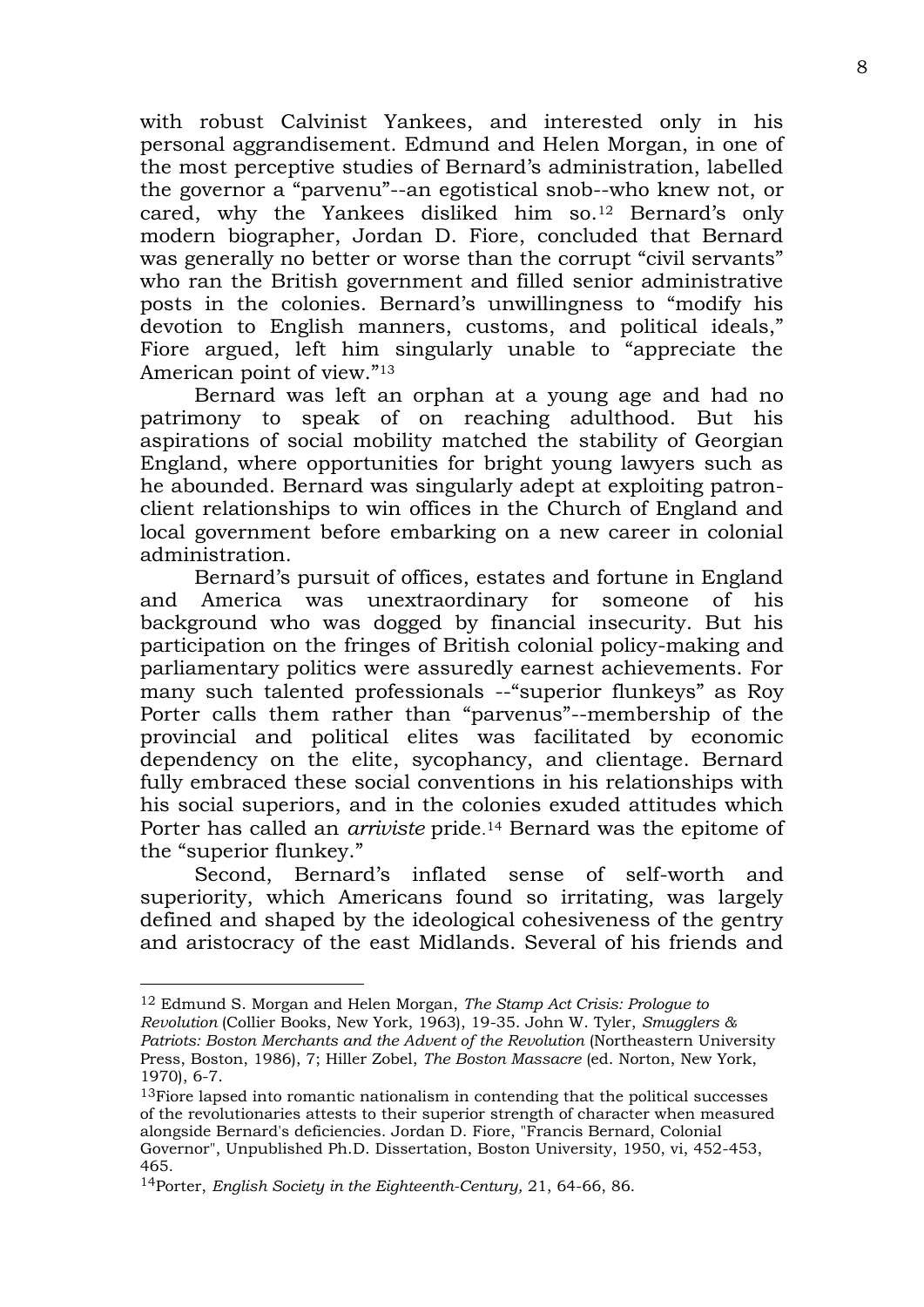with robust Calvinist Yankees, and interested only in his personal aggrandisement. Edmund and Helen Morgan, in one of the most perceptive studies of Bernard's administration, labelled the governor a "parvenu"--an egotistical snob--who knew not, or cared, why the Yankees disliked him so.[12] Bernard's only modern biographer, Jordan D. Fiore, concluded that Bernard was generally no better or worse than the corrupt "civil servants" who ran the British government and filled senior administrative posts in the colonies. Bernard's unwillingness to "modify his devotion to English manners, customs, and political ideals," Fiore argued, left him singularly unable to "appreciate the American point of view."[13]

Bernard was left an orphan at a young age and had no patrimony to speak of on reaching adulthood. But his aspirations of social mobility matched the stability of Georgian England, where opportunities for bright young lawyers such as he abounded. Bernard was singularly adept at exploiting patron-client relationships to win offices in the Church of England and local government before embarking on a new career in colonial administration.

Bernard's pursuit of offices, estates and fortune in England and America was unextraordinary for someone of his background who was dogged by financial insecurity. But his participation on the fringes of British colonial policy-making and parliamentary politics were assuredly earnest achievements. For many such talented professionals --"superior flunkeys" as Roy Porter calls them rather than "parvenus"--membership of the provincial and political elites was facilitated by economic dependency on the elite, sycophancy, and clientage. Bernard fully embraced these social conventions in his relationships with his social superiors, and in the colonies exuded attitudes which Porter has called an *arriviste* pride.[14] Bernard was the epitome of the "superior flunkey."

Second, Bernard's inflated sense of self-worth and superiority, which Americans found so irritating, was largely defined and shaped by the ideological cohesiveness of the gentry and aristocracy of the east Midlands. Several of his friends and

---

[12] Edmund S. Morgan and Helen Morgan, *The Stamp Act Crisis: Prologue to Revolution* (Collier Books, New York, 1963), 19-35. John W. Tyler, *Smugglers & Patriots: Boston Merchants and the Advent of the Revolution* (Northeastern University Press, Boston, 1986), 7; Hiller Zobel, *The Boston Massacre* (ed. Norton, New York, 1970), 6-7.

[13] Fiore lapsed into romantic nationalism in contending that the political successes of the revolutionaries attests to their superior strength of character when measured alongside Bernard's deficiencies. Jordan D. Fiore, "Francis Bernard, Colonial Governor", Unpublished Ph.D. Dissertation, Boston University, 1950, vi, 452-453, 465.

[14] Porter, *English Society in the Eighteenth-Century,* 21, 64-66, 86.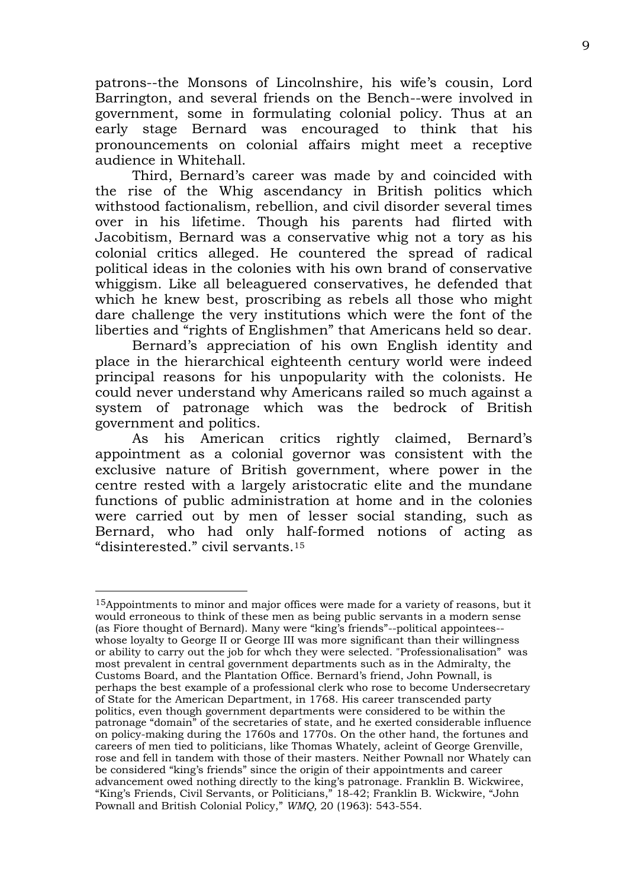patrons--the Monsons of Lincolnshire, his wife's cousin, Lord Barrington, and several friends on the Bench--were involved in government, some in formulating colonial policy. Thus at an early stage Bernard was encouraged to think that his pronouncements on colonial affairs might meet a receptive audience in Whitehall.

Third, Bernard's career was made by and coincided with the rise of the Whig ascendancy in British politics which withstood factionalism, rebellion, and civil disorder several times over in his lifetime. Though his parents had flirted with Jacobitism, Bernard was a conservative whig not a tory as his colonial critics alleged. He countered the spread of radical political ideas in the colonies with his own brand of conservative whiggism. Like all beleaguered conservatives, he defended that which he knew best, proscribing as rebels all those who might dare challenge the very institutions which were the font of the liberties and "rights of Englishmen" that Americans held so dear.

Bernard's appreciation of his own English identity and place in the hierarchical eighteenth century world were indeed principal reasons for his unpopularity with the colonists. He could never understand why Americans railed so much against a system of patronage which was the bedrock of British government and politics.

As his American critics rightly claimed, Bernard's appointment as a colonial governor was consistent with the exclusive nature of British government, where power in the centre rested with a largely aristocratic elite and the mundane functions of public administration at home and in the colonies were carried out by men of lesser social standing, such as Bernard, who had only half-formed notions of acting as "disinterested." civil servants.[15]

---

[15]Appointments to minor and major offices were made for a variety of reasons, but it would erroneous to think of these men as being public servants in a modern sense (as Fiore thought of Bernard). Many were "king's friends"--political appointees--whose loyalty to George II or George III was more significant than their willingness or ability to carry out the job for whch they were selected. "Professionalisation" was most prevalent in central government departments such as in the Admiralty, the Customs Board, and the Plantation Office. Bernard's friend, John Pownall, is perhaps the best example of a professional clerk who rose to become Undersecretary of State for the American Department, in 1768. His career transcended party politics, even though government departments were considered to be within the patronage "domain" of the secretaries of state, and he exerted considerable influence on policy-making during the 1760s and 1770s. On the other hand, the fortunes and careers of men tied to politicians, like Thomas Whately, acleint of George Grenville, rose and fell in tandem with those of their masters. Neither Pownall nor Whately can be considered "king's friends" since the origin of their appointments and career advancement owed nothing directly to the king's patronage. Franklin B. Wickwiree, "King's Friends, Civil Servants, or Politicians," 18-42; Franklin B. Wickwire, "John Pownall and British Colonial Policy," *WMQ,* 20 (1963): 543-554.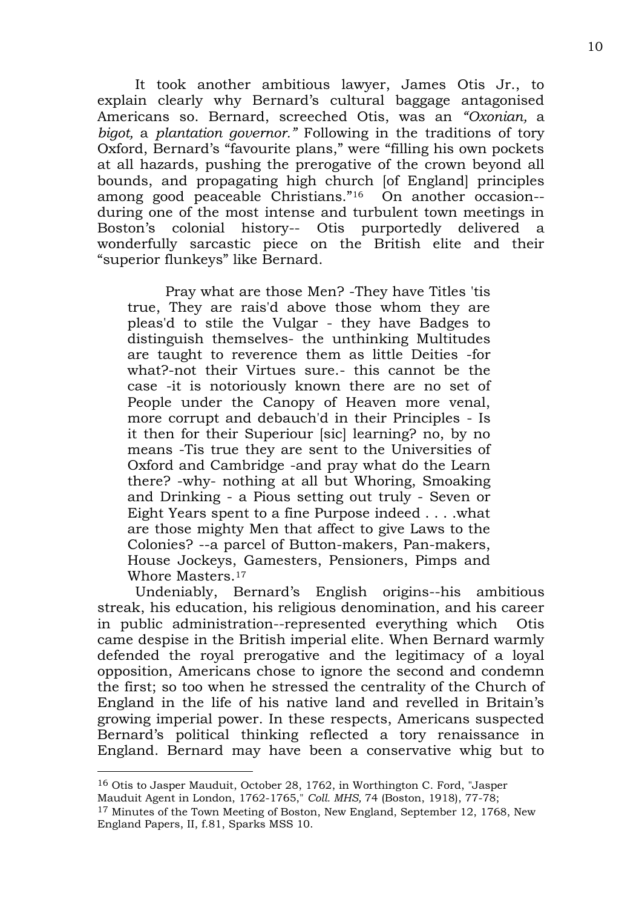It took another ambitious lawyer, James Otis Jr., to explain clearly why Bernard's cultural baggage antagonised Americans so. Bernard, screeched Otis, was an *"Oxonian,* a *bigot,* a *plantation governor."* Following in the traditions of tory Oxford, Bernard's "favourite plans," were "filling his own pockets at all hazards, pushing the prerogative of the crown beyond all bounds, and propagating high church [of England] principles among good peaceable Christians."[16] On another occasion--during one of the most intense and turbulent town meetings in Boston's colonial history-- Otis purportedly delivered a wonderfully sarcastic piece on the British elite and their "superior flunkeys" like Bernard.

> Pray what are those Men? -They have Titles 'tis true, They are rais'd above those whom they are pleas'd to stile the Vulgar - they have Badges to distinguish themselves- the unthinking Multitudes are taught to reverence them as little Deities -for what?-not their Virtues sure.- this cannot be the case -it is notoriously known there are no set of People under the Canopy of Heaven more venal, more corrupt and debauch'd in their Principles - Is it then for their Superiour [sic] learning? no, by no means -Tis true they are sent to the Universities of Oxford and Cambridge -and pray what do the Learn there? -why- nothing at all but Whoring, Smoaking and Drinking - a Pious setting out truly - Seven or Eight Years spent to a fine Purpose indeed . . . .what are those mighty Men that affect to give Laws to the Colonies? --a parcel of Button-makers, Pan-makers, House Jockeys, Gamesters, Pensioners, Pimps and Whore Masters.[17]

Undeniably, Bernard's English origins--his ambitious streak, his education, his religious denomination, and his career in public administration--represented everything which Otis came despise in the British imperial elite. When Bernard warmly defended the royal prerogative and the legitimacy of a loyal opposition, Americans chose to ignore the second and condemn the first; so too when he stressed the centrality of the Church of England in the life of his native land and revelled in Britain's growing imperial power. In these respects, Americans suspected Bernard's political thinking reflected a tory renaissance in England. Bernard may have been a conservative whig but to

---

[16] Otis to Jasper Mauduit, October 28, 1762, in Worthington C. Ford, "Jasper Mauduit Agent in London, 1762-1765," *Coll. MHS,* 74 (Boston, 1918), 77-78;

[17] Minutes of the Town Meeting of Boston, New England, September 12, 1768, New England Papers, II, f.81, Sparks MSS 10.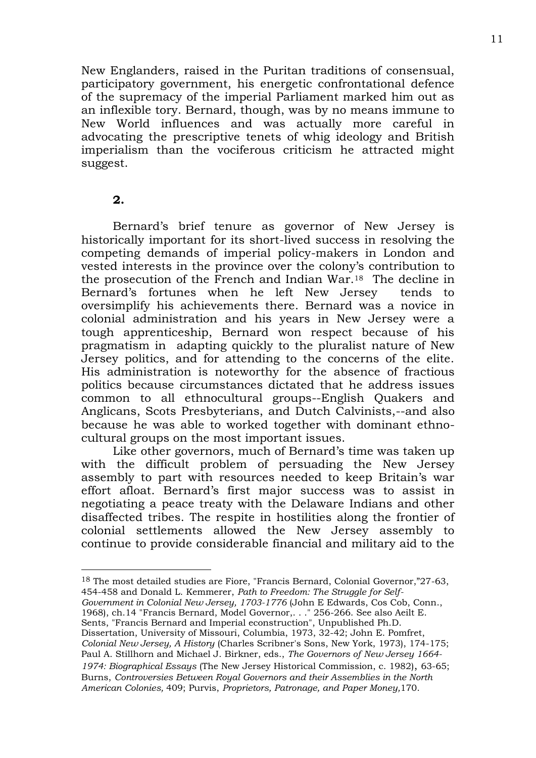New Englanders, raised in the Puritan traditions of consensual, participatory government, his energetic confrontational defence of the supremacy of the imperial Parliament marked him out as an inflexible tory. Bernard, though, was by no means immune to New World influences and was actually more careful in advocating the prescriptive tenets of whig ideology and British imperialism than the vociferous criticism he attracted might suggest.

**2.**

Bernard's brief tenure as governor of New Jersey is historically important for its short-lived success in resolving the competing demands of imperial policy-makers in London and vested interests in the province over the colony's contribution to the prosecution of the French and Indian War.[18] The decline in Bernard's fortunes when he left New Jersey tends to oversimplify his achievements there. Bernard was a novice in colonial administration and his years in New Jersey were a tough apprenticeship, Bernard won respect because of his pragmatism in adapting quickly to the pluralist nature of New Jersey politics, and for attending to the concerns of the elite. His administration is noteworthy for the absence of fractious politics because circumstances dictated that he address issues common to all ethnocultural groups--English Quakers and Anglicans, Scots Presbyterians, and Dutch Calvinists,--and also because he was able to worked together with dominant ethno-cultural groups on the most important issues.

Like other governors, much of Bernard's time was taken up with the difficult problem of persuading the New Jersey assembly to part with resources needed to keep Britain's war effort afloat. Bernard's first major success was to assist in negotiating a peace treaty with the Delaware Indians and other disaffected tribes. The respite in hostilities along the frontier of colonial settlements allowed the New Jersey assembly to continue to provide considerable financial and military aid to the

---

[18] The most detailed studies are Fiore, "Francis Bernard, Colonial Governor,"27-63, 454-458 and Donald L. Kemmerer, *Path to Freedom: The Struggle for Self-Government in Colonial New Jersey, 1703-1776* (John E Edwards, Cos Cob, Conn., 1968), ch.14 "Francis Bernard, Model Governor,. . ." 256-266. See also Aeilt E. Sents, "Francis Bernard and Imperial econstruction", Unpublished Ph.D. Dissertation, University of Missouri, Columbia, 1973, 32-42; John E. Pomfret, *Colonial New Jersey, A History* (Charles Scribner's Sons, New York, 1973), 174-175; Paul A. Stillhorn and Michael J. Birkner, eds., *The Governors of New Jersey 1664-1974: Biographical Essays* (The New Jersey Historical Commission, c. 1982), 63-65; Burns, *Controversies Between Royal Governors and their Assemblies in the North American Colonies,* 409; Purvis, *Proprietors, Patronage, and Paper Money,*170.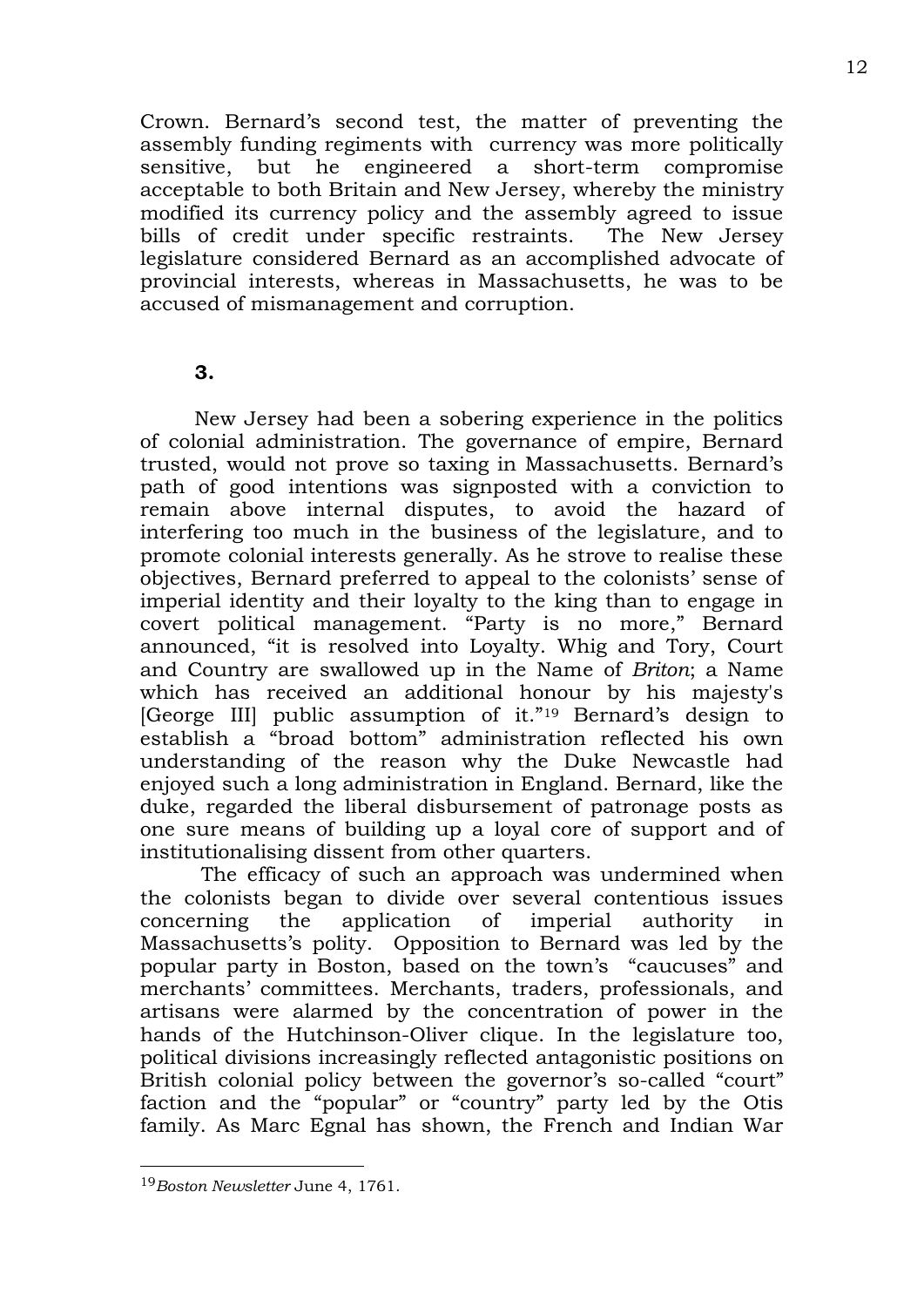Crown. Bernard's second test, the matter of preventing the assembly funding regiments with currency was more politically sensitive, but he engineered a short-term compromise acceptable to both Britain and New Jersey, whereby the ministry modified its currency policy and the assembly agreed to issue bills of credit under specific restraints. The New Jersey legislature considered Bernard as an accomplished advocate of provincial interests, whereas in Massachusetts, he was to be accused of mismanagement and corruption.

### 3.

New Jersey had been a sobering experience in the politics of colonial administration. The governance of empire, Bernard trusted, would not prove so taxing in Massachusetts. Bernard's path of good intentions was signposted with a conviction to remain above internal disputes, to avoid the hazard of interfering too much in the business of the legislature, and to promote colonial interests generally. As he strove to realise these objectives, Bernard preferred to appeal to the colonists' sense of imperial identity and their loyalty to the king than to engage in covert political management. "Party is no more," Bernard announced, "it is resolved into Loyalty. Whig and Tory, Court and Country are swallowed up in the Name of *Briton*; a Name which has received an additional honour by his majesty's [George III] public assumption of it."[19] Bernard's design to establish a "broad bottom" administration reflected his own understanding of the reason why the Duke Newcastle had enjoyed such a long administration in England. Bernard, like the duke, regarded the liberal disbursement of patronage posts as one sure means of building up a loyal core of support and of institutionalising dissent from other quarters.

The efficacy of such an approach was undermined when the colonists began to divide over several contentious issues concerning the application of imperial authority in Massachusetts's polity. Opposition to Bernard was led by the popular party in Boston, based on the town's "caucuses" and merchants' committees. Merchants, traders, professionals, and artisans were alarmed by the concentration of power in the hands of the Hutchinson-Oliver clique. In the legislature too, political divisions increasingly reflected antagonistic positions on British colonial policy between the governor's so-called "court" faction and the "popular" or "country" party led by the Otis family. As Marc Egnal has shown, the French and Indian War

---

[19] *Boston Newsletter* June 4, 1761.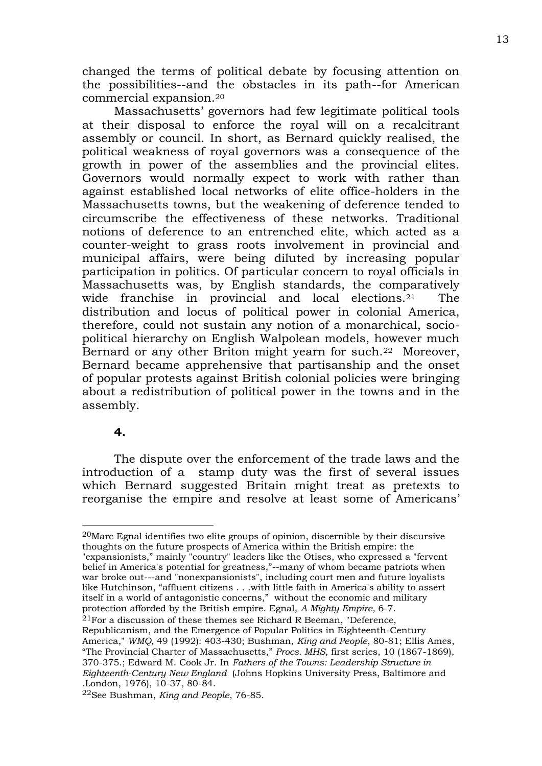changed the terms of political debate by focusing attention on the possibilities--and the obstacles in its path--for American commercial expansion.[20]

Massachusetts' governors had few legitimate political tools at their disposal to enforce the royal will on a recalcitrant assembly or council. In short, as Bernard quickly realised, the political weakness of royal governors was a consequence of the growth in power of the assemblies and the provincial elites. Governors would normally expect to work with rather than against established local networks of elite office-holders in the Massachusetts towns, but the weakening of deference tended to circumscribe the effectiveness of these networks. Traditional notions of deference to an entrenched elite, which acted as a counter-weight to grass roots involvement in provincial and municipal affairs, were being diluted by increasing popular participation in politics. Of particular concern to royal officials in Massachusetts was, by English standards, the comparatively wide franchise in provincial and local elections.[21] The distribution and locus of political power in colonial America, therefore, could not sustain any notion of a monarchical, socio-political hierarchy on English Walpolean models, however much Bernard or any other Briton might yearn for such.[22] Moreover, Bernard became apprehensive that partisanship and the onset of popular protests against British colonial policies were bringing about a redistribution of political power in the towns and in the assembly.

**4.**

The dispute over the enforcement of the trade laws and the introduction of a stamp duty was the first of several issues which Bernard suggested Britain might treat as pretexts to reorganise the empire and resolve at least some of Americans'

---

[20]Marc Egnal identifies two elite groups of opinion, discernible by their discursive thoughts on the future prospects of America within the British empire: the "expansionists," mainly "country" leaders like the Otises, who expressed a "fervent belief in America's potential for greatness,"--many of whom became patriots when war broke out---and "nonexpansionists", including court men and future loyalists like Hutchinson, "affluent citizens . . .with little faith in America's ability to assert itself in a world of antagonistic concerns," without the economic and military protection afforded by the British empire. Egnal, *A Mighty Empire,* 6-7.

[21]For a discussion of these themes see Richard R Beeman, "Deference, Republicanism, and the Emergence of Popular Politics in Eighteenth-Century America," *WMQ,* 49 (1992): 403-430; Bushman, *King and People*, 80-81; Ellis Ames, "The Provincial Charter of Massachusetts," *Procs. MHS*, first series, 10 (1867-1869), 370-375.; Edward M. Cook Jr. In *Fathers of the Towns: Leadership Structure in Eighteenth-Century New England* (Johns Hopkins University Press, Baltimore and .London, 1976), 10-37, 80-84.

[22]See Bushman, *King and People*, 76-85.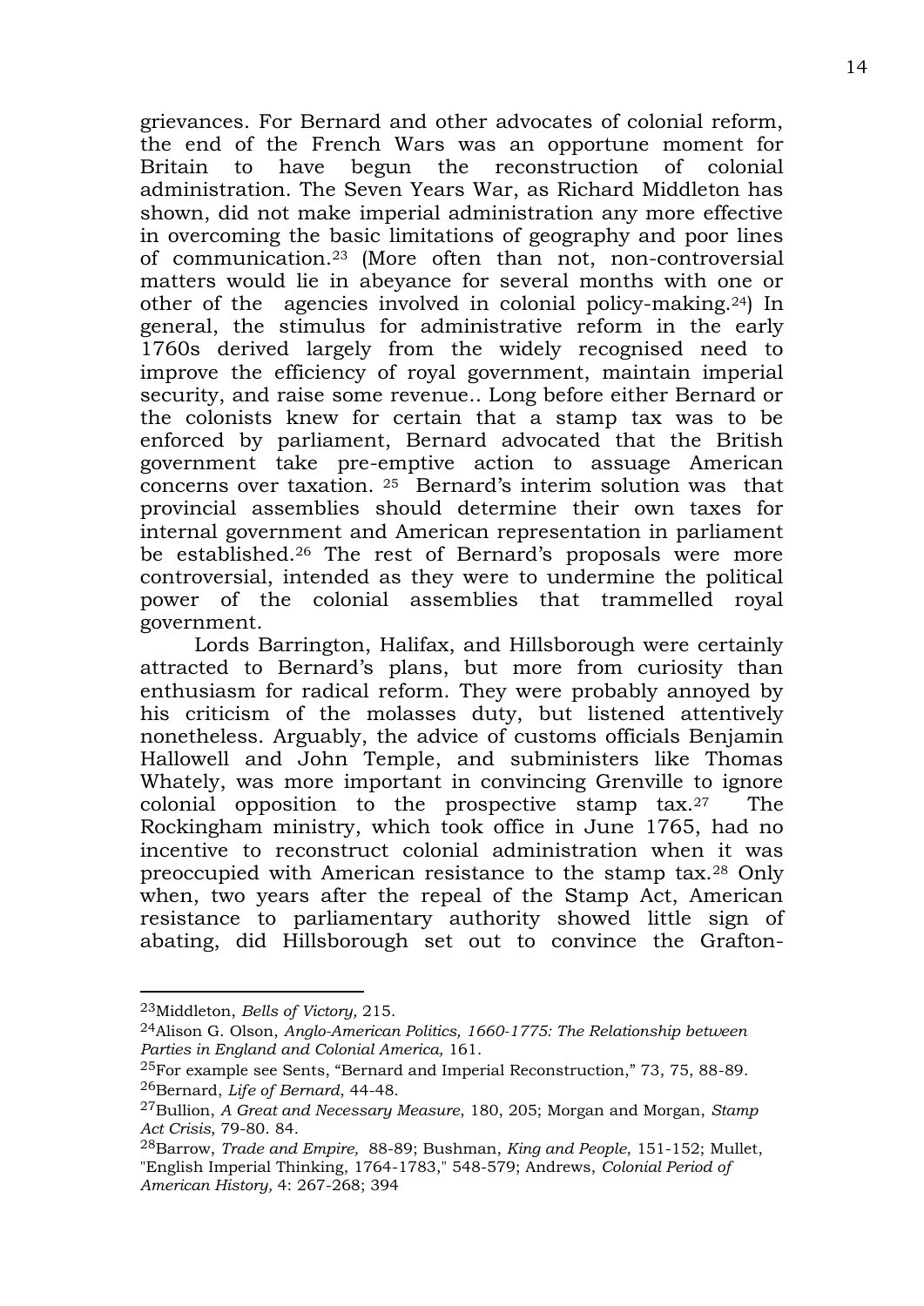grievances. For Bernard and other advocates of colonial reform, the end of the French Wars was an opportune moment for Britain to have begun the reconstruction of colonial administration. The Seven Years War, as Richard Middleton has shown, did not make imperial administration any more effective in overcoming the basic limitations of geography and poor lines of communication.[23] (More often than not, non-controversial matters would lie in abeyance for several months with one or other of the agencies involved in colonial policy-making.[24]) In general, the stimulus for administrative reform in the early 1760s derived largely from the widely recognised need to improve the efficiency of royal government, maintain imperial security, and raise some revenue.. Long before either Bernard or the colonists knew for certain that a stamp tax was to be enforced by parliament, Bernard advocated that the British government take pre-emptive action to assuage American concerns over taxation. [25] Bernard's interim solution was that provincial assemblies should determine their own taxes for internal government and American representation in parliament be established.[26] The rest of Bernard's proposals were more controversial, intended as they were to undermine the political power of the colonial assemblies that trammelled royal government.

Lords Barrington, Halifax, and Hillsborough were certainly attracted to Bernard's plans, but more from curiosity than enthusiasm for radical reform. They were probably annoyed by his criticism of the molasses duty, but listened attentively nonetheless. Arguably, the advice of customs officials Benjamin Hallowell and John Temple, and subministers like Thomas Whately, was more important in convincing Grenville to ignore colonial opposition to the prospective stamp tax.[27] The Rockingham ministry, which took office in June 1765, had no incentive to reconstruct colonial administration when it was preoccupied with American resistance to the stamp tax.[28] Only when, two years after the repeal of the Stamp Act, American resistance to parliamentary authority showed little sign of abating, did Hillsborough set out to convince the Grafton-

---

[23]Middleton, *Bells of Victory,* 215.

[24]Alison G. Olson, *Anglo-American Politics, 1660-1775: The Relationship between Parties in England and Colonial America,* 161.

[25]For example see Sents, "Bernard and Imperial Reconstruction," 73, 75, 88-89.

[26]Bernard, *Life of Bernard*, 44-48.

[27]Bullion, *A Great and Necessary Measure*, 180, 205; Morgan and Morgan, *Stamp Act Crisis*, 79-80. 84.

[28]Barrow, *Trade and Empire,* 88-89; Bushman, *King and People*, 151-152; Mullet, "English Imperial Thinking, 1764-1783," 548-579; Andrews, *Colonial Period of American History,* 4: 267-268; 394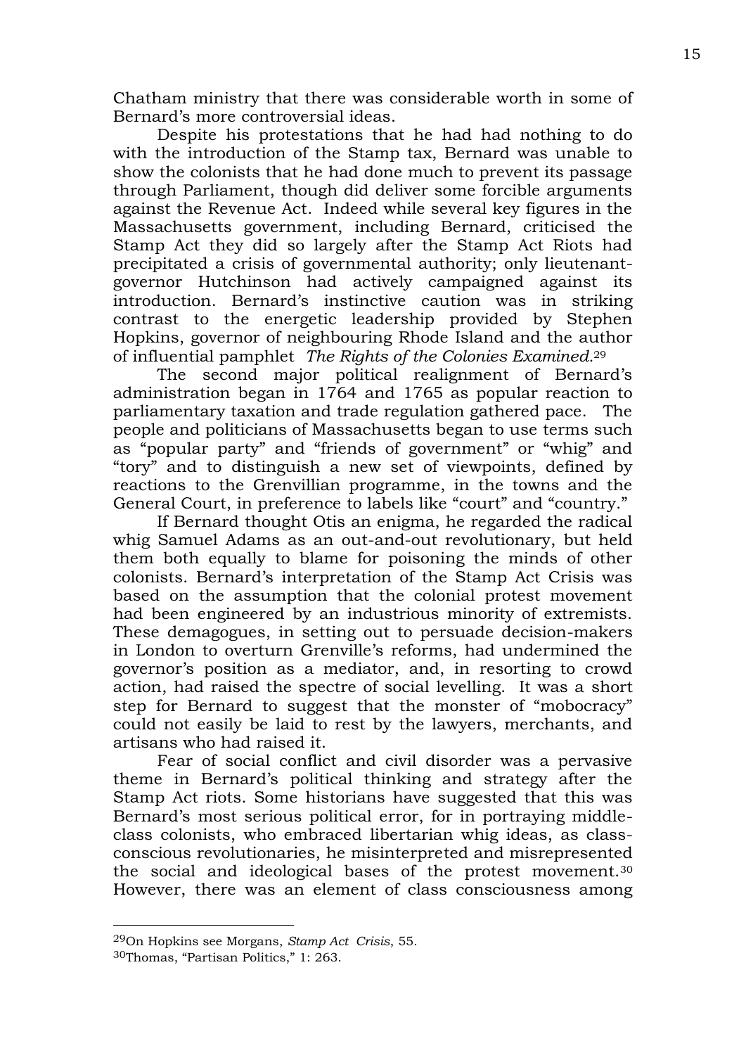Chatham ministry that there was considerable worth in some of Bernard's more controversial ideas.

Despite his protestations that he had had nothing to do with the introduction of the Stamp tax, Bernard was unable to show the colonists that he had done much to prevent its passage through Parliament, though did deliver some forcible arguments against the Revenue Act. Indeed while several key figures in the Massachusetts government, including Bernard, criticised the Stamp Act they did so largely after the Stamp Act Riots had precipitated a crisis of governmental authority; only lieutenant-governor Hutchinson had actively campaigned against its introduction. Bernard's instinctive caution was in striking contrast to the energetic leadership provided by Stephen Hopkins, governor of neighbouring Rhode Island and the author of influential pamphlet *The Rights of the Colonies Examined.*[29]

The second major political realignment of Bernard's administration began in 1764 and 1765 as popular reaction to parliamentary taxation and trade regulation gathered pace. The people and politicians of Massachusetts began to use terms such as "popular party" and "friends of government" or "whig" and "tory" and to distinguish a new set of viewpoints, defined by reactions to the Grenvillian programme, in the towns and the General Court, in preference to labels like "court" and "country."

If Bernard thought Otis an enigma, he regarded the radical whig Samuel Adams as an out-and-out revolutionary, but held them both equally to blame for poisoning the minds of other colonists. Bernard's interpretation of the Stamp Act Crisis was based on the assumption that the colonial protest movement had been engineered by an industrious minority of extremists. These demagogues, in setting out to persuade decision-makers in London to overturn Grenville's reforms, had undermined the governor's position as a mediator, and, in resorting to crowd action, had raised the spectre of social levelling. It was a short step for Bernard to suggest that the monster of "mobocracy" could not easily be laid to rest by the lawyers, merchants, and artisans who had raised it.

Fear of social conflict and civil disorder was a pervasive theme in Bernard's political thinking and strategy after the Stamp Act riots. Some historians have suggested that this was Bernard's most serious political error, for in portraying middle-class colonists, who embraced libertarian whig ideas, as class-conscious revolutionaries, he misinterpreted and misrepresented the social and ideological bases of the protest movement.[30] However, there was an element of class consciousness among

---

[29]On Hopkins see Morgans, *Stamp Act Crisis*, 55.

[30]Thomas, "Partisan Politics," 1: 263.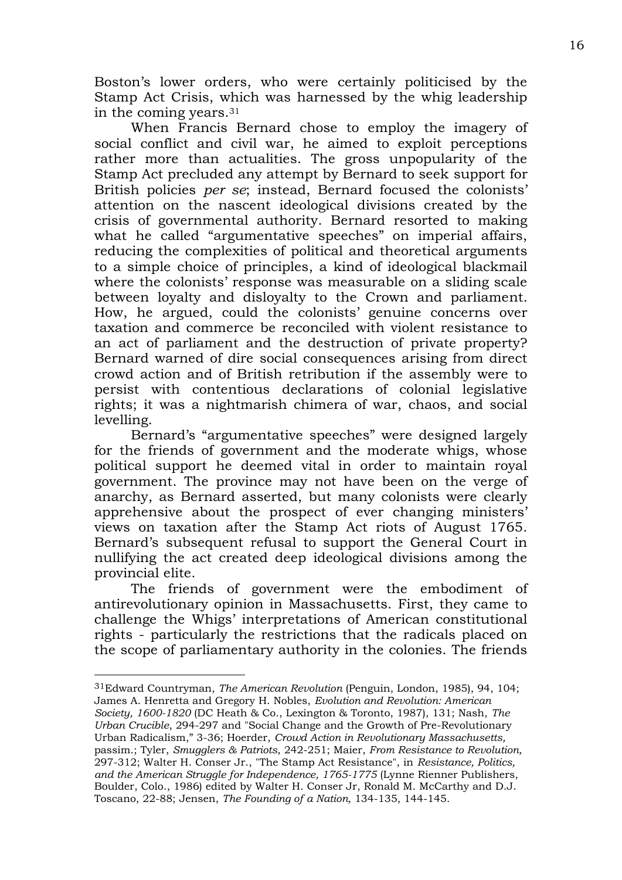Boston's lower orders, who were certainly politicised by the Stamp Act Crisis, which was harnessed by the whig leadership in the coming years.[31]

When Francis Bernard chose to employ the imagery of social conflict and civil war, he aimed to exploit perceptions rather more than actualities. The gross unpopularity of the Stamp Act precluded any attempt by Bernard to seek support for British policies *per se*; instead, Bernard focused the colonists' attention on the nascent ideological divisions created by the crisis of governmental authority. Bernard resorted to making what he called "argumentative speeches" on imperial affairs, reducing the complexities of political and theoretical arguments to a simple choice of principles, a kind of ideological blackmail where the colonists' response was measurable on a sliding scale between loyalty and disloyalty to the Crown and parliament. How, he argued, could the colonists' genuine concerns over taxation and commerce be reconciled with violent resistance to an act of parliament and the destruction of private property? Bernard warned of dire social consequences arising from direct crowd action and of British retribution if the assembly were to persist with contentious declarations of colonial legislative rights; it was a nightmarish chimera of war, chaos, and social levelling.

Bernard's "argumentative speeches" were designed largely for the friends of government and the moderate whigs, whose political support he deemed vital in order to maintain royal government. The province may not have been on the verge of anarchy, as Bernard asserted, but many colonists were clearly apprehensive about the prospect of ever changing ministers' views on taxation after the Stamp Act riots of August 1765. Bernard's subsequent refusal to support the General Court in nullifying the act created deep ideological divisions among the provincial elite.

The friends of government were the embodiment of antirevolutionary opinion in Massachusetts. First, they came to challenge the Whigs' interpretations of American constitutional rights - particularly the restrictions that the radicals placed on the scope of parliamentary authority in the colonies. The friends

---

[31]Edward Countryman, *The American Revolution* (Penguin, London, 1985), 94, 104; James A. Henretta and Gregory H. Nobles, *Evolution and Revolution: American Society, 1600-1820* (DC Heath & Co., Lexington & Toronto, 1987), 131; Nash, *The Urban Crucible*, 294-297 and "Social Change and the Growth of Pre-Revolutionary Urban Radicalism," 3-36; Hoerder, *Crowd Action in Revolutionary Massachusetts,* passim.; Tyler, *Smugglers & Patriots*, 242-251; Maier, *From Resistance to Revolution,* 297-312; Walter H. Conser Jr., "The Stamp Act Resistance", in *Resistance, Politics, and the American Struggle for Independence, 1765-1775* (Lynne Rienner Publishers, Boulder, Colo., 1986) edited by Walter H. Conser Jr, Ronald M. McCarthy and D.J. Toscano, 22-88; Jensen, *The Founding of a Nation,* 134-135, 144-145.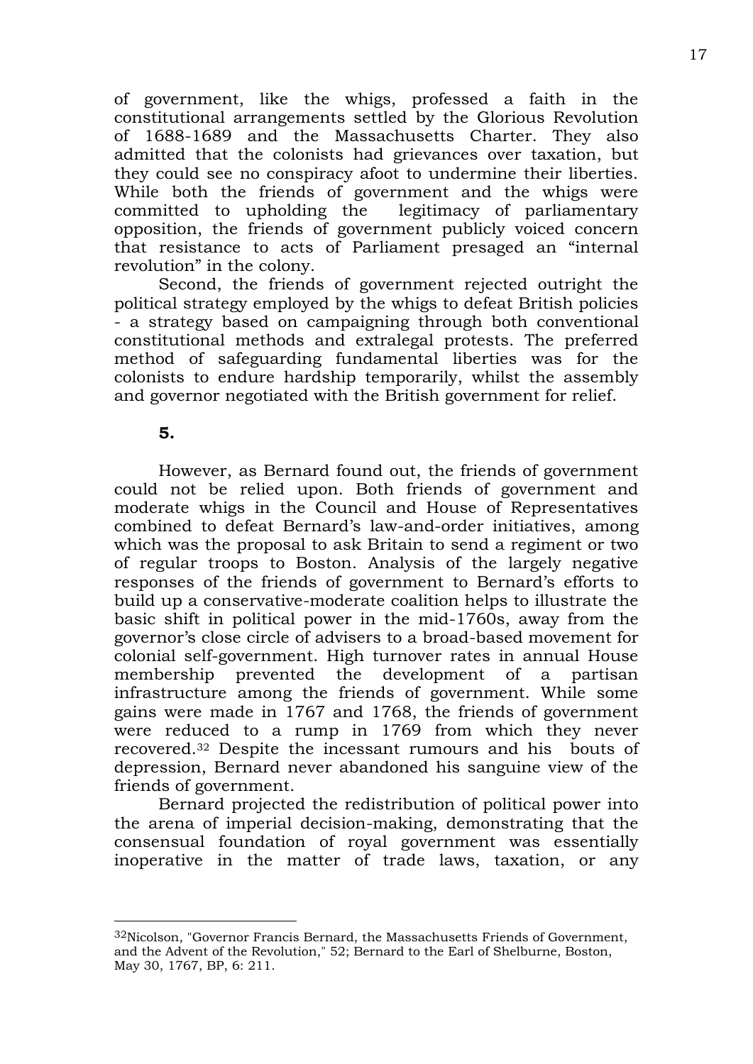of government, like the whigs, professed a faith in the constitutional arrangements settled by the Glorious Revolution of 1688-1689 and the Massachusetts Charter. They also admitted that the colonists had grievances over taxation, but they could see no conspiracy afoot to undermine their liberties. While both the friends of government and the whigs were committed to upholding the legitimacy of parliamentary opposition, the friends of government publicly voiced concern that resistance to acts of Parliament presaged an "internal revolution" in the colony.

Second, the friends of government rejected outright the political strategy employed by the whigs to defeat British policies - a strategy based on campaigning through both conventional constitutional methods and extralegal protests. The preferred method of safeguarding fundamental liberties was for the colonists to endure hardship temporarily, whilst the assembly and governor negotiated with the British government for relief.

**5.**

However, as Bernard found out, the friends of government could not be relied upon. Both friends of government and moderate whigs in the Council and House of Representatives combined to defeat Bernard's law-and-order initiatives, among which was the proposal to ask Britain to send a regiment or two of regular troops to Boston. Analysis of the largely negative responses of the friends of government to Bernard's efforts to build up a conservative-moderate coalition helps to illustrate the basic shift in political power in the mid-1760s, away from the governor's close circle of advisers to a broad-based movement for colonial self-government. High turnover rates in annual House membership prevented the development of a partisan infrastructure among the friends of government. While some gains were made in 1767 and 1768, the friends of government were reduced to a rump in 1769 from which they never recovered.[32] Despite the incessant rumours and his bouts of depression, Bernard never abandoned his sanguine view of the friends of government.

Bernard projected the redistribution of political power into the arena of imperial decision-making, demonstrating that the consensual foundation of royal government was essentially inoperative in the matter of trade laws, taxation, or any

---

[32] Nicolson, "Governor Francis Bernard, the Massachusetts Friends of Government, and the Advent of the Revolution," 52; Bernard to the Earl of Shelburne, Boston, May 30, 1767, BP, 6: 211.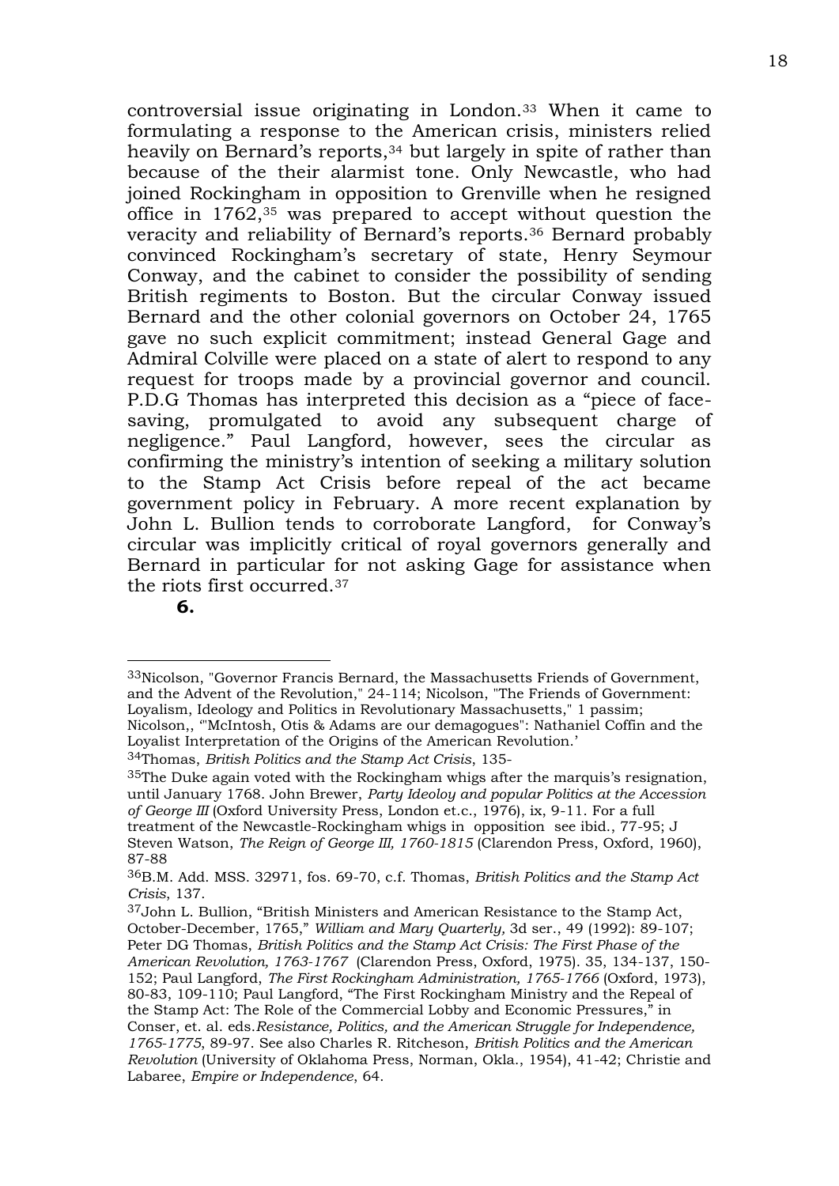controversial issue originating in London.[33] When it came to formulating a response to the American crisis, ministers relied heavily on Bernard's reports,[34] but largely in spite of rather than because of the their alarmist tone. Only Newcastle, who had joined Rockingham in opposition to Grenville when he resigned office in 1762,[35] was prepared to accept without question the veracity and reliability of Bernard's reports.[36] Bernard probably convinced Rockingham's secretary of state, Henry Seymour Conway, and the cabinet to consider the possibility of sending British regiments to Boston. But the circular Conway issued Bernard and the other colonial governors on October 24, 1765 gave no such explicit commitment; instead General Gage and Admiral Colville were placed on a state of alert to respond to any request for troops made by a provincial governor and council. P.D.G Thomas has interpreted this decision as a "piece of face-saving, promulgated to avoid any subsequent charge of negligence." Paul Langford, however, sees the circular as confirming the ministry's intention of seeking a military solution to the Stamp Act Crisis before repeal of the act became government policy in February. A more recent explanation by John L. Bullion tends to corroborate Langford, for Conway's circular was implicitly critical of royal governors generally and Bernard in particular for not asking Gage for assistance when the riots first occurred.[37]

**6.**

---

[33]Nicolson, "Governor Francis Bernard, the Massachusetts Friends of Government, and the Advent of the Revolution," 24-114; Nicolson, "The Friends of Government: Loyalism, Ideology and Politics in Revolutionary Massachusetts," 1 passim; Nicolson,, '"McIntosh, Otis & Adams are our demagogues": Nathaniel Coffin and the Loyalist Interpretation of the Origins of the American Revolution.'

[34]Thomas, *British Politics and the Stamp Act Crisis*, 135-

[35]The Duke again voted with the Rockingham whigs after the marquis's resignation, until January 1768. John Brewer, *Party Ideoloy and popular Politics at the Accession of George III* (Oxford University Press, London et.c., 1976), ix, 9-11. For a full treatment of the Newcastle-Rockingham whigs in opposition see ibid., 77-95; J Steven Watson, *The Reign of George III, 1760-1815* (Clarendon Press, Oxford, 1960), 87-88

[36]B.M. Add. MSS. 32971, fos. 69-70, c.f. Thomas, *British Politics and the Stamp Act Crisis*, 137.

[37]John L. Bullion, "British Ministers and American Resistance to the Stamp Act, October-December, 1765," *William and Mary Quarterly,* 3d ser., 49 (1992): 89-107; Peter DG Thomas, *British Politics and the Stamp Act Crisis: The First Phase of the American Revolution, 1763-1767* (Clarendon Press, Oxford, 1975). 35, 134-137, 150-152; Paul Langford, *The First Rockingham Administration, 1765-1766* (Oxford, 1973), 80-83, 109-110; Paul Langford, "The First Rockingham Ministry and the Repeal of the Stamp Act: The Role of the Commercial Lobby and Economic Pressures," in Conser, et. al. eds.*Resistance, Politics, and the American Struggle for Independence, 1765-1775*, 89-97. See also Charles R. Ritcheson, *British Politics and the American Revolution* (University of Oklahoma Press, Norman, Okla., 1954), 41-42; Christie and Labaree, *Empire or Independence*, 64.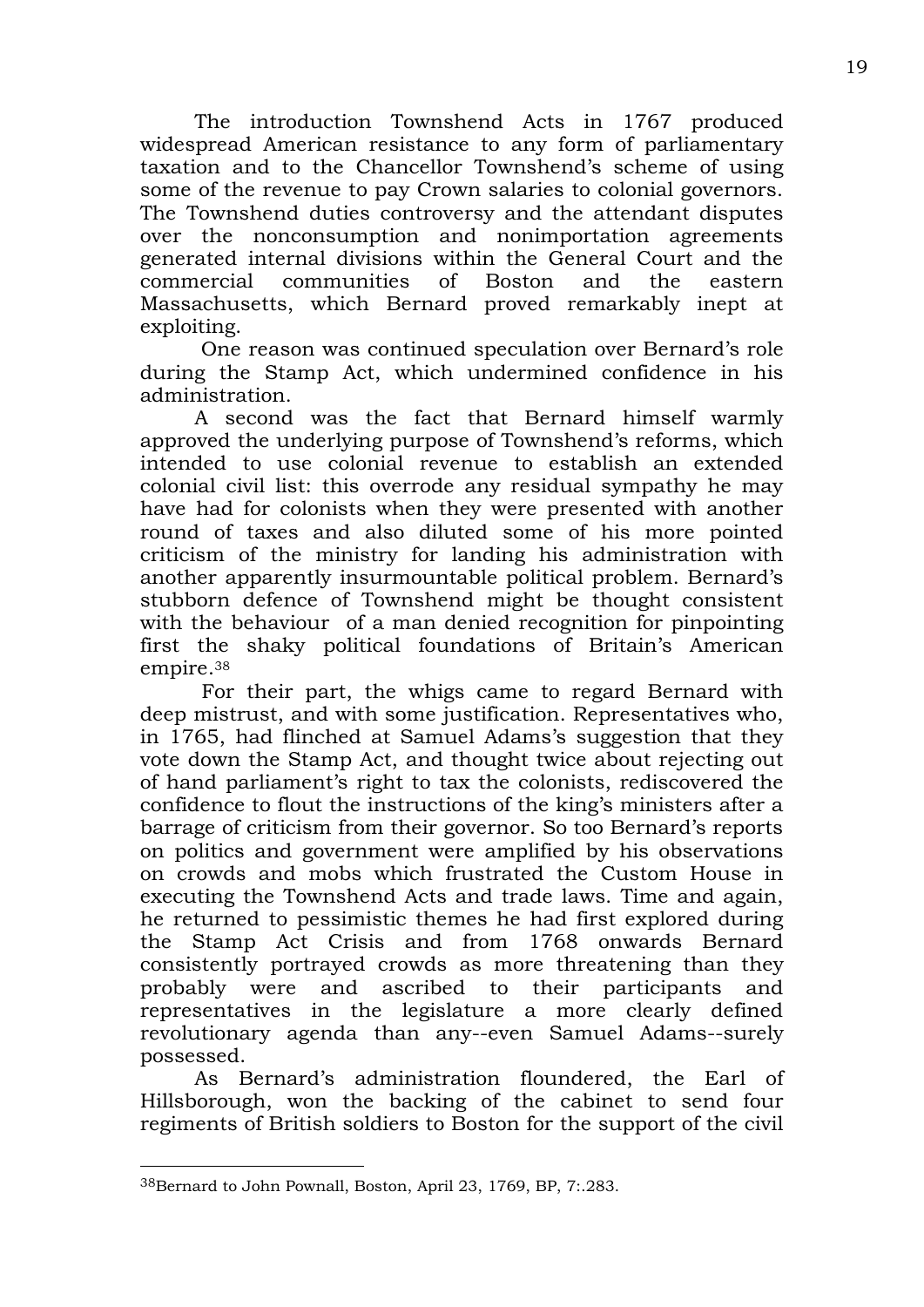The introduction Townshend Acts in 1767 produced widespread American resistance to any form of parliamentary taxation and to the Chancellor Townshend's scheme of using some of the revenue to pay Crown salaries to colonial governors. The Townshend duties controversy and the attendant disputes over the nonconsumption and nonimportation agreements generated internal divisions within the General Court and the commercial communities of Boston and the eastern Massachusetts, which Bernard proved remarkably inept at exploiting.

One reason was continued speculation over Bernard's role during the Stamp Act, which undermined confidence in his administration.

A second was the fact that Bernard himself warmly approved the underlying purpose of Townshend's reforms, which intended to use colonial revenue to establish an extended colonial civil list: this overrode any residual sympathy he may have had for colonists when they were presented with another round of taxes and also diluted some of his more pointed criticism of the ministry for landing his administration with another apparently insurmountable political problem. Bernard's stubborn defence of Townshend might be thought consistent with the behaviour of a man denied recognition for pinpointing first the shaky political foundations of Britain's American empire.[38]

For their part, the whigs came to regard Bernard with deep mistrust, and with some justification. Representatives who, in 1765, had flinched at Samuel Adams's suggestion that they vote down the Stamp Act, and thought twice about rejecting out of hand parliament's right to tax the colonists, rediscovered the confidence to flout the instructions of the king's ministers after a barrage of criticism from their governor. So too Bernard's reports on politics and government were amplified by his observations on crowds and mobs which frustrated the Custom House in executing the Townshend Acts and trade laws. Time and again, he returned to pessimistic themes he had first explored during the Stamp Act Crisis and from 1768 onwards Bernard consistently portrayed crowds as more threatening than they probably were and ascribed to their participants and representatives in the legislature a more clearly defined revolutionary agenda than any--even Samuel Adams--surely possessed.

As Bernard's administration floundered, the Earl of Hillsborough, won the backing of the cabinet to send four regiments of British soldiers to Boston for the support of the civil

---

[38]Bernard to John Pownall, Boston, April 23, 1769, BP, 7:.283.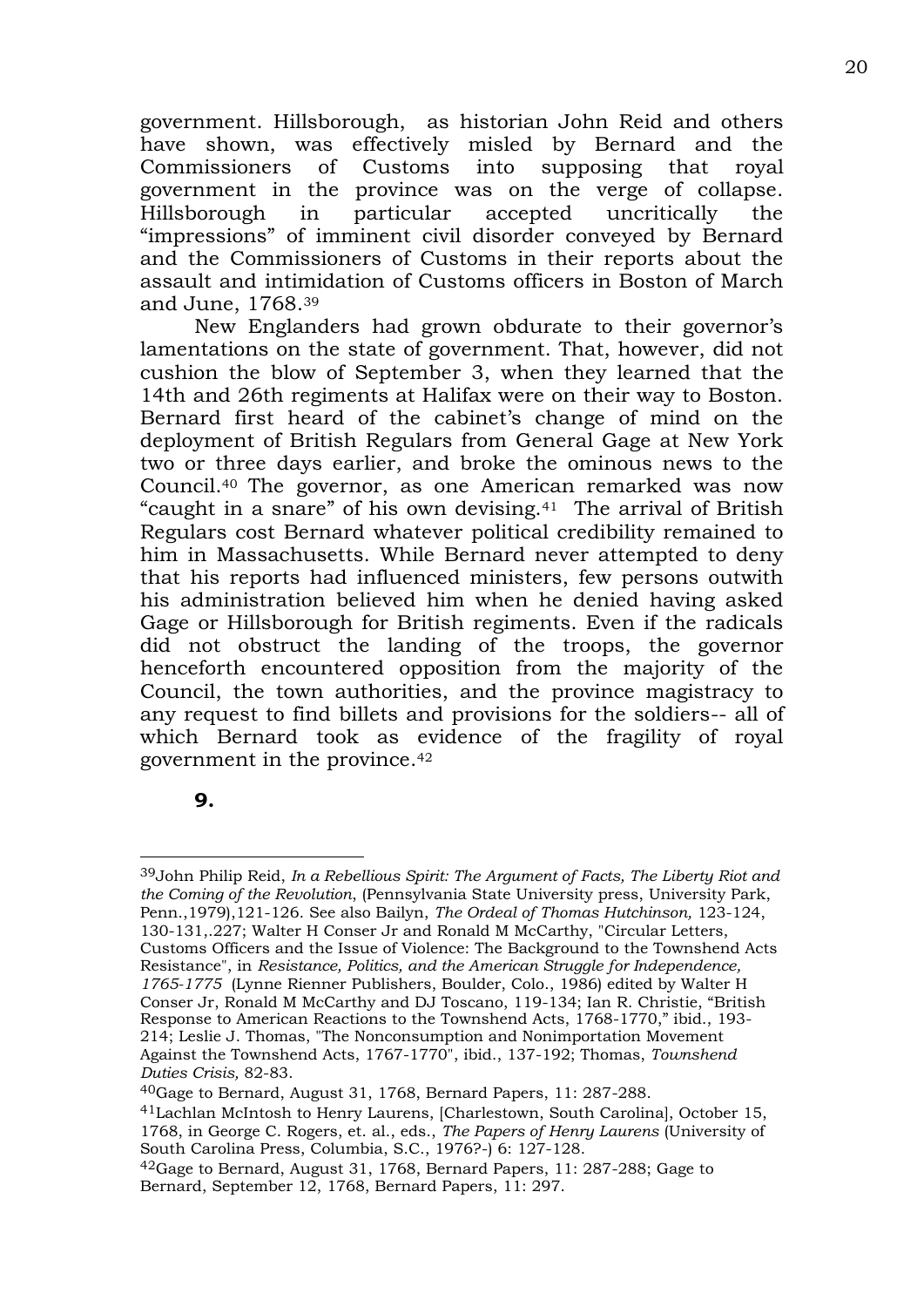government. Hillsborough, as historian John Reid and others have shown, was effectively misled by Bernard and the Commissioners of Customs into supposing that royal government in the province was on the verge of collapse. Hillsborough in particular accepted uncritically the "impressions" of imminent civil disorder conveyed by Bernard and the Commissioners of Customs in their reports about the assault and intimidation of Customs officers in Boston of March and June, 1768.[39]

New Englanders had grown obdurate to their governor's lamentations on the state of government. That, however, did not cushion the blow of September 3, when they learned that the 14th and 26th regiments at Halifax were on their way to Boston. Bernard first heard of the cabinet's change of mind on the deployment of British Regulars from General Gage at New York two or three days earlier, and broke the ominous news to the Council.[40] The governor, as one American remarked was now "caught in a snare" of his own devising.[41] The arrival of British Regulars cost Bernard whatever political credibility remained to him in Massachusetts. While Bernard never attempted to deny that his reports had influenced ministers, few persons outwith his administration believed him when he denied having asked Gage or Hillsborough for British regiments. Even if the radicals did not obstruct the landing of the troops, the governor henceforth encountered opposition from the majority of the Council, the town authorities, and the province magistracy to any request to find billets and provisions for the soldiers-- all of which Bernard took as evidence of the fragility of royal government in the province.[42]

**9.**

---

[39]John Philip Reid, *In a Rebellious Spirit: The Argument of Facts, The Liberty Riot and the Coming of the Revolution*, (Pennsylvania State University press, University Park, Penn.,1979),121-126. See also Bailyn, *The Ordeal of Thomas Hutchinson,* 123-124, 130-131,.227; Walter H Conser Jr and Ronald M McCarthy, "Circular Letters, Customs Officers and the Issue of Violence: The Background to the Townshend Acts Resistance", in *Resistance, Politics, and the American Struggle for Independence, 1765-1775* (Lynne Rienner Publishers, Boulder, Colo., 1986) edited by Walter H Conser Jr, Ronald M McCarthy and DJ Toscano, 119-134; Ian R. Christie, "British Response to American Reactions to the Townshend Acts, 1768-1770," ibid., 193-214; Leslie J. Thomas, "The Nonconsumption and Nonimportation Movement Against the Townshend Acts, 1767-1770", ibid., 137-192; Thomas, *Townshend Duties Crisis,* 82-83.

[40]Gage to Bernard, August 31, 1768, Bernard Papers, 11: 287-288.

[41]Lachlan McIntosh to Henry Laurens, [Charlestown, South Carolina], October 15, 1768, in George C. Rogers, et. al., eds., *The Papers of Henry Laurens* (University of South Carolina Press, Columbia, S.C., 1976?-) 6: 127-128.

[42]Gage to Bernard, August 31, 1768, Bernard Papers, 11: 287-288; Gage to Bernard, September 12, 1768, Bernard Papers, 11: 297.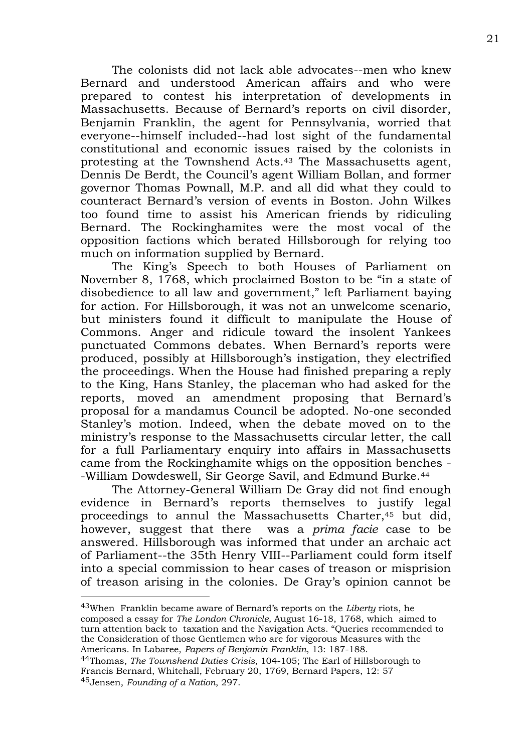The colonists did not lack able advocates--men who knew Bernard and understood American affairs and who were prepared to contest his interpretation of developments in Massachusetts. Because of Bernard's reports on civil disorder, Benjamin Franklin, the agent for Pennsylvania, worried that everyone--himself included--had lost sight of the fundamental constitutional and economic issues raised by the colonists in protesting at the Townshend Acts.[43] The Massachusetts agent, Dennis De Berdt, the Council's agent William Bollan, and former governor Thomas Pownall, M.P. and all did what they could to counteract Bernard's version of events in Boston. John Wilkes too found time to assist his American friends by ridiculing Bernard. The Rockinghamites were the most vocal of the opposition factions which berated Hillsborough for relying too much on information supplied by Bernard.

The King's Speech to both Houses of Parliament on November 8, 1768, which proclaimed Boston to be "in a state of disobedience to all law and government," left Parliament baying for action. For Hillsborough, it was not an unwelcome scenario, but ministers found it difficult to manipulate the House of Commons. Anger and ridicule toward the insolent Yankees punctuated Commons debates. When Bernard's reports were produced, possibly at Hillsborough's instigation, they electrified the proceedings. When the House had finished preparing a reply to the King, Hans Stanley, the placeman who had asked for the reports, moved an amendment proposing that Bernard's proposal for a mandamus Council be adopted. No-one seconded Stanley's motion. Indeed, when the debate moved on to the ministry's response to the Massachusetts circular letter, the call for a full Parliamentary enquiry into affairs in Massachusetts came from the Rockinghamite whigs on the opposition benches --William Dowdeswell, Sir George Savil, and Edmund Burke.[44]

The Attorney-General William De Gray did not find enough evidence in Bernard's reports themselves to justify legal proceedings to annul the Massachusetts Charter,[45] but did, however, suggest that there was a *prima facie* case to be answered. Hillsborough was informed that under an archaic act of Parliament--the 35th Henry VIII--Parliament could form itself into a special commission to hear cases of treason or misprision of treason arising in the colonies. De Gray's opinion cannot be

---

[43]When Franklin became aware of Bernard's reports on the *Liberty* riots, he composed a essay for *The London Chronicle,* August 16-18, 1768, which aimed to turn attention back to taxation and the Navigation Acts. "Queries recommended to the Consideration of those Gentlemen who are for vigorous Measures with the Americans. In Labaree, *Papers of Benjamin Franklin*, 13: 187-188.

[44]Thomas, *The Townshend Duties Crisis,* 104-105; The Earl of Hillsborough to Francis Bernard, Whitehall, February 20, 1769, Bernard Papers, 12: 57

[45]Jensen, *Founding of a Nation*, 297.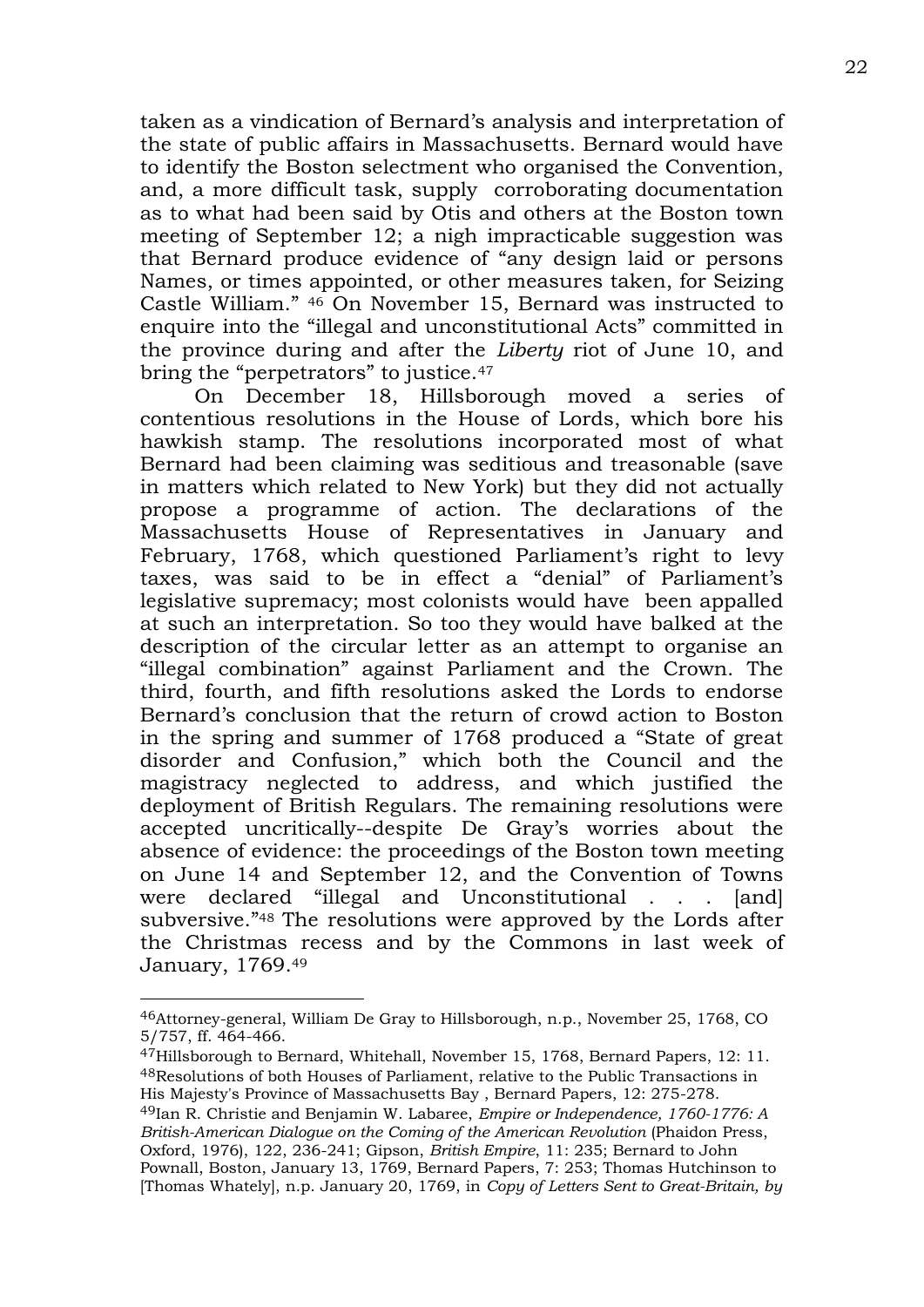taken as a vindication of Bernard's analysis and interpretation of the state of public affairs in Massachusetts. Bernard would have to identify the Boston selectment who organised the Convention, and, a more difficult task, supply corroborating documentation as to what had been said by Otis and others at the Boston town meeting of September 12; a nigh impracticable suggestion was that Bernard produce evidence of "any design laid or persons Names, or times appointed, or other measures taken, for Seizing Castle William." [46] On November 15, Bernard was instructed to enquire into the "illegal and unconstitutional Acts" committed in the province during and after the *Liberty* riot of June 10, and bring the "perpetrators" to justice.[47]

On December 18, Hillsborough moved a series of contentious resolutions in the House of Lords, which bore his hawkish stamp. The resolutions incorporated most of what Bernard had been claiming was seditious and treasonable (save in matters which related to New York) but they did not actually propose a programme of action. The declarations of the Massachusetts House of Representatives in January and February, 1768, which questioned Parliament's right to levy taxes, was said to be in effect a "denial" of Parliament's legislative supremacy; most colonists would have been appalled at such an interpretation. So too they would have balked at the description of the circular letter as an attempt to organise an "illegal combination" against Parliament and the Crown. The third, fourth, and fifth resolutions asked the Lords to endorse Bernard's conclusion that the return of crowd action to Boston in the spring and summer of 1768 produced a "State of great disorder and Confusion," which both the Council and the magistracy neglected to address, and which justified the deployment of British Regulars. The remaining resolutions were accepted uncritically--despite De Gray's worries about the absence of evidence: the proceedings of the Boston town meeting on June 14 and September 12, and the Convention of Towns were declared "illegal and Unconstitutional . . . [and] subversive."[48] The resolutions were approved by the Lords after the Christmas recess and by the Commons in last week of January, 1769.[49]

---

[46] Attorney-general, William De Gray to Hillsborough, n.p., November 25, 1768, CO 5/757, ff. 464-466.

[47] Hillsborough to Bernard, Whitehall, November 15, 1768, Bernard Papers, 12: 11.

[48] Resolutions of both Houses of Parliament, relative to the Public Transactions in His Majesty's Province of Massachusetts Bay , Bernard Papers, 12: 275-278.

[49] Ian R. Christie and Benjamin W. Labaree, *Empire or Independence, 1760-1776: A British-American Dialogue on the Coming of the American Revolution* (Phaidon Press, Oxford, 1976), 122, 236-241; Gipson, *British Empire*, 11: 235; Bernard to John Pownall, Boston, January 13, 1769, Bernard Papers, 7: 253; Thomas Hutchinson to [Thomas Whately], n.p. January 20, 1769, in *Copy of Letters Sent to Great-Britain, by*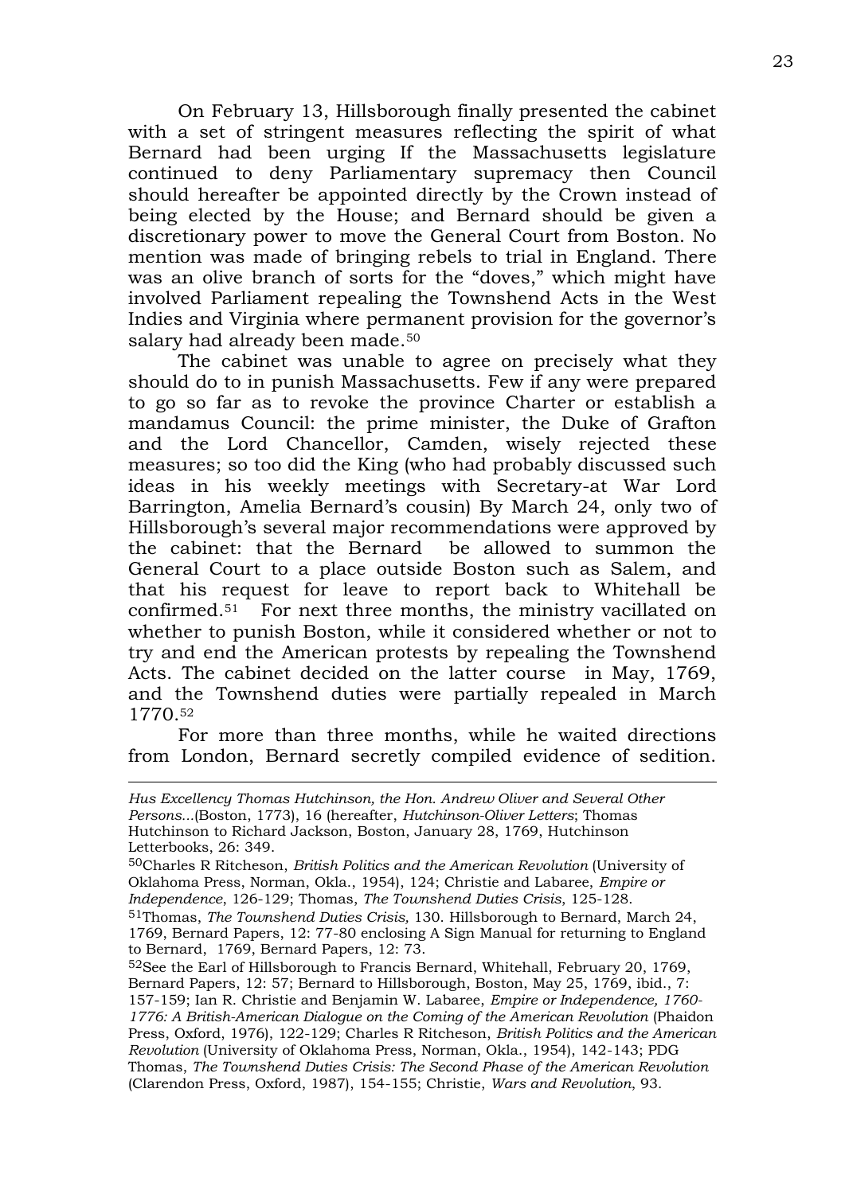On February 13, Hillsborough finally presented the cabinet with a set of stringent measures reflecting the spirit of what Bernard had been urging If the Massachusetts legislature continued to deny Parliamentary supremacy then Council should hereafter be appointed directly by the Crown instead of being elected by the House; and Bernard should be given a discretionary power to move the General Court from Boston. No mention was made of bringing rebels to trial in England. There was an olive branch of sorts for the "doves," which might have involved Parliament repealing the Townshend Acts in the West Indies and Virginia where permanent provision for the governor's salary had already been made.[50]

The cabinet was unable to agree on precisely what they should do to in punish Massachusetts. Few if any were prepared to go so far as to revoke the province Charter or establish a mandamus Council: the prime minister, the Duke of Grafton and the Lord Chancellor, Camden, wisely rejected these measures; so too did the King (who had probably discussed such ideas in his weekly meetings with Secretary-at War Lord Barrington, Amelia Bernard's cousin) By March 24, only two of Hillsborough's several major recommendations were approved by the cabinet: that the Bernard be allowed to summon the General Court to a place outside Boston such as Salem, and that his request for leave to report back to Whitehall be confirmed.[51] For next three months, the ministry vacillated on whether to punish Boston, while it considered whether or not to try and end the American protests by repealing the Townshend Acts. The cabinet decided on the latter course in May, 1769, and the Townshend duties were partially repealed in March 1770.[52]

For more than three months, while he waited directions from London, Bernard secretly compiled evidence of sedition.

---

*Hus Excellency Thomas Hutchinson, the Hon. Andrew Oliver and Several Other Persons*...(Boston, 1773), 16 (hereafter, *Hutchinson-Oliver Letters*; Thomas Hutchinson to Richard Jackson, Boston, January 28, 1769, Hutchinson Letterbooks, 26: 349.

[50]Charles R Ritcheson, *British Politics and the American Revolution* (University of Oklahoma Press, Norman, Okla., 1954), 124; Christie and Labaree, *Empire or Independence*, 126-129; Thomas, *The Townshend Duties Crisis*, 125-128.

[51]Thomas, *The Townshend Duties Crisis,* 130. Hillsborough to Bernard, March 24, 1769, Bernard Papers, 12: 77-80 enclosing A Sign Manual for returning to England to Bernard, 1769, Bernard Papers, 12: 73.

[52]See the Earl of Hillsborough to Francis Bernard, Whitehall, February 20, 1769, Bernard Papers, 12: 57; Bernard to Hillsborough, Boston, May 25, 1769, ibid., 7: 157-159; Ian R. Christie and Benjamin W. Labaree, *Empire or Independence, 1760-1776: A British-American Dialogue on the Coming of the American Revolution* (Phaidon Press, Oxford, 1976), 122-129; Charles R Ritcheson, *British Politics and the American Revolution* (University of Oklahoma Press, Norman, Okla., 1954), 142-143; PDG Thomas, *The Townshend Duties Crisis: The Second Phase of the American Revolution* (Clarendon Press, Oxford, 1987), 154-155; Christie, *Wars and Revolution*, 93.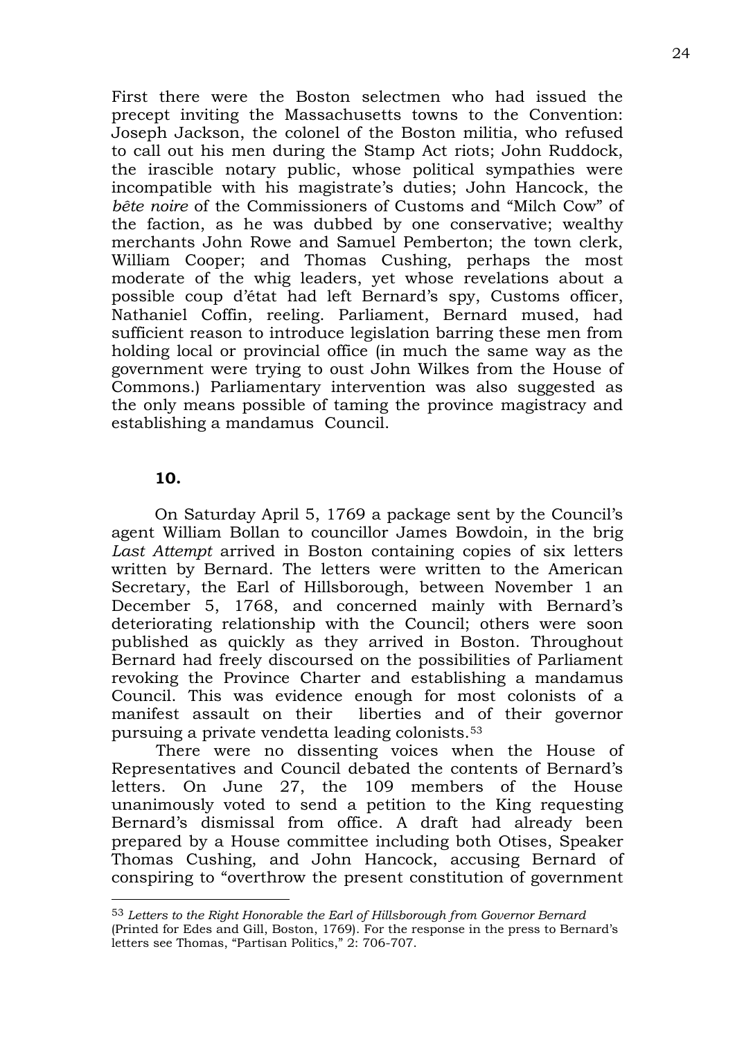First there were the Boston selectmen who had issued the precept inviting the Massachusetts towns to the Convention: Joseph Jackson, the colonel of the Boston militia, who refused to call out his men during the Stamp Act riots; John Ruddock, the irascible notary public, whose political sympathies were incompatible with his magistrate's duties; John Hancock, the *bête noire* of the Commissioners of Customs and "Milch Cow" of the faction, as he was dubbed by one conservative; wealthy merchants John Rowe and Samuel Pemberton; the town clerk, William Cooper; and Thomas Cushing, perhaps the most moderate of the whig leaders, yet whose revelations about a possible coup d'état had left Bernard's spy, Customs officer, Nathaniel Coffin, reeling. Parliament, Bernard mused, had sufficient reason to introduce legislation barring these men from holding local or provincial office (in much the same way as the government were trying to oust John Wilkes from the House of Commons.) Parliamentary intervention was also suggested as the only means possible of taming the province magistracy and establishing a mandamus Council.

**10.**

On Saturday April 5, 1769 a package sent by the Council's agent William Bollan to councillor James Bowdoin, in the brig *Last Attempt* arrived in Boston containing copies of six letters written by Bernard. The letters were written to the American Secretary, the Earl of Hillsborough, between November 1 an December 5, 1768, and concerned mainly with Bernard's deteriorating relationship with the Council; others were soon published as quickly as they arrived in Boston. Throughout Bernard had freely discoursed on the possibilities of Parliament revoking the Province Charter and establishing a mandamus Council. This was evidence enough for most colonists of a manifest assault on their liberties and of their governor pursuing a private vendetta leading colonists.[53]

There were no dissenting voices when the House of Representatives and Council debated the contents of Bernard's letters. On June 27, the 109 members of the House unanimously voted to send a petition to the King requesting Bernard's dismissal from office. A draft had already been prepared by a House committee including both Otises, Speaker Thomas Cushing, and John Hancock, accusing Bernard of conspiring to "overthrow the present constitution of government

---

[53] *Letters to the Right Honorable the Earl of Hillsborough from Governor Bernard* (Printed for Edes and Gill, Boston, 1769). For the response in the press to Bernard's letters see Thomas, "Partisan Politics," 2: 706-707.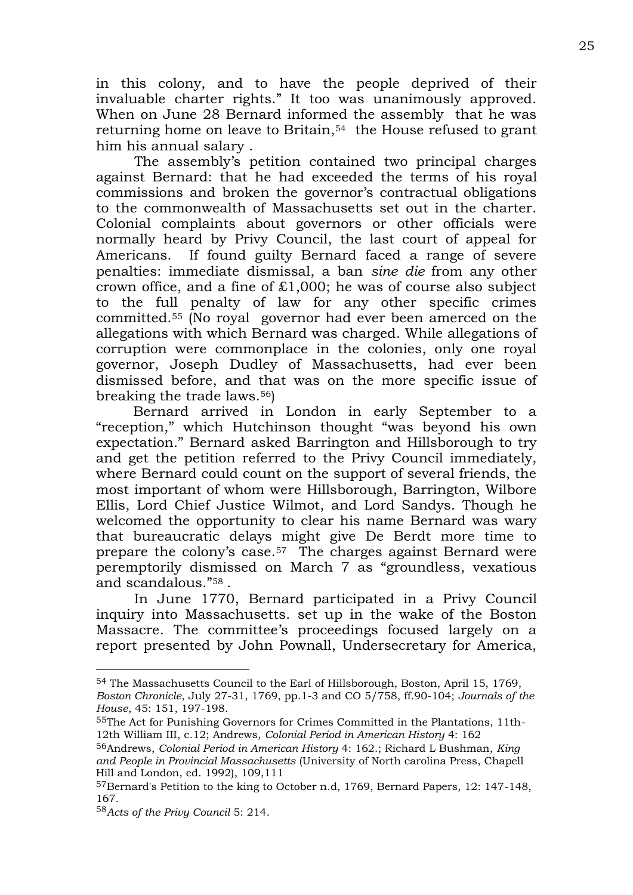in this colony, and to have the people deprived of their invaluable charter rights." It too was unanimously approved. When on June 28 Bernard informed the assembly that he was returning home on leave to Britain,[54] the House refused to grant him his annual salary .

The assembly's petition contained two principal charges against Bernard: that he had exceeded the terms of his royal commissions and broken the governor's contractual obligations to the commonwealth of Massachusetts set out in the charter. Colonial complaints about governors or other officials were normally heard by Privy Council, the last court of appeal for Americans. If found guilty Bernard faced a range of severe penalties: immediate dismissal, a ban *sine die* from any other crown office, and a fine of £1,000; he was of course also subject to the full penalty of law for any other specific crimes committed.[55] (No royal governor had ever been amerced on the allegations with which Bernard was charged. While allegations of corruption were commonplace in the colonies, only one royal governor, Joseph Dudley of Massachusetts, had ever been dismissed before, and that was on the more specific issue of breaking the trade laws.[56])

Bernard arrived in London in early September to a "reception," which Hutchinson thought "was beyond his own expectation." Bernard asked Barrington and Hillsborough to try and get the petition referred to the Privy Council immediately, where Bernard could count on the support of several friends, the most important of whom were Hillsborough, Barrington, Wilbore Ellis, Lord Chief Justice Wilmot, and Lord Sandys. Though he welcomed the opportunity to clear his name Bernard was wary that bureaucratic delays might give De Berdt more time to prepare the colony's case.[57] The charges against Bernard were peremptorily dismissed on March 7 as "groundless, vexatious and scandalous."[58] .

In June 1770, Bernard participated in a Privy Council inquiry into Massachusetts. set up in the wake of the Boston Massacre. The committee's proceedings focused largely on a report presented by John Pownall, Undersecretary for America,

---

[54] The Massachusetts Council to the Earl of Hillsborough, Boston, April 15, 1769, *Boston Chronicle*, July 27-31, 1769, pp.1-3 and CO 5/758, ff.90-104; *Journals of the House*, 45: 151, 197-198.

[55] The Act for Punishing Governors for Crimes Committed in the Plantations, 11th-12th William III, c.12; Andrews, *Colonial Period in American History* 4: 162

[56] Andrews, *Colonial Period in American History* 4: 162.; Richard L Bushman, *King and People in Provincial Massachusetts* (University of North carolina Press, Chapell Hill and London, ed. 1992), 109,111

[57] Bernard's Petition to the king to October n.d, 1769, Bernard Papers, 12: 147-148, 167.

[58] *Acts of the Privy Council* 5: 214.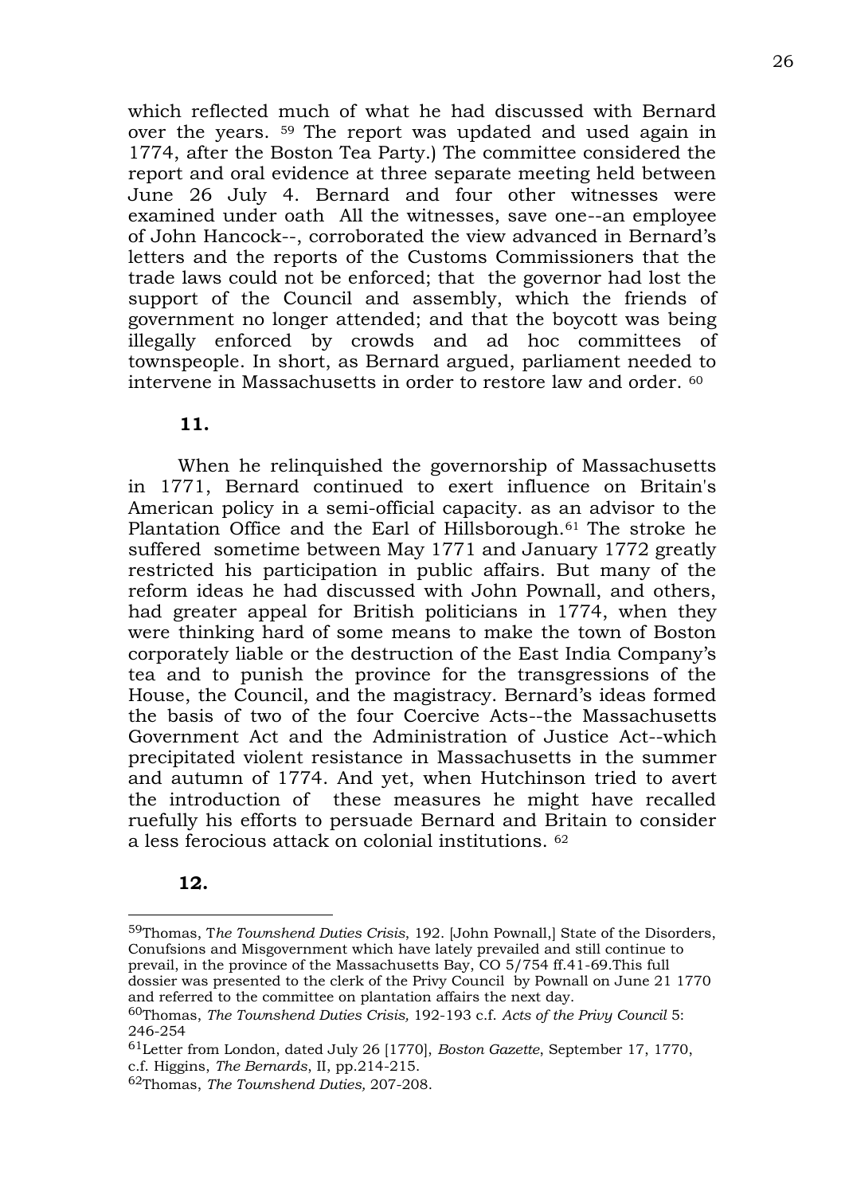which reflected much of what he had discussed with Bernard over the years. [59] The report was updated and used again in 1774, after the Boston Tea Party.) The committee considered the report and oral evidence at three separate meeting held between June 26 July 4. Bernard and four other witnesses were examined under oath All the witnesses, save one--an employee of John Hancock--, corroborated the view advanced in Bernard's letters and the reports of the Customs Commissioners that the trade laws could not be enforced; that the governor had lost the support of the Council and assembly, which the friends of government no longer attended; and that the boycott was being illegally enforced by crowds and ad hoc committees of townspeople. In short, as Bernard argued, parliament needed to intervene in Massachusetts in order to restore law and order. [60]

**11.**

When he relinquished the governorship of Massachusetts in 1771, Bernard continued to exert influence on Britain's American policy in a semi-official capacity. as an advisor to the Plantation Office and the Earl of Hillsborough.[61] The stroke he suffered sometime between May 1771 and January 1772 greatly restricted his participation in public affairs. But many of the reform ideas he had discussed with John Pownall, and others, had greater appeal for British politicians in 1774, when they were thinking hard of some means to make the town of Boston corporately liable or the destruction of the East India Company's tea and to punish the province for the transgressions of the House, the Council, and the magistracy. Bernard's ideas formed the basis of two of the four Coercive Acts--the Massachusetts Government Act and the Administration of Justice Act--which precipitated violent resistance in Massachusetts in the summer and autumn of 1774. And yet, when Hutchinson tried to avert the introduction of these measures he might have recalled ruefully his efforts to persuade Bernard and Britain to consider a less ferocious attack on colonial institutions. [62]

**12.**

---

[59] Thomas, T*he Townshend Duties Crisis*, 192. [John Pownall,] State of the Disorders, Conufsions and Misgovernment which have lately prevailed and still continue to prevail, in the province of the Massachusetts Bay, CO 5/754 ff.41-69.This full dossier was presented to the clerk of the Privy Council by Pownall on June 21 1770 and referred to the committee on plantation affairs the next day.

[60] Thomas, *The Townshend Duties Crisis,* 192-193 c.f. *Acts of the Privy Council* 5: 246-254

[61] Letter from London, dated July 26 [1770], *Boston Gazette*, September 17, 1770, c.f. Higgins, *The Bernards*, II, pp.214-215.

[62] Thomas, *The Townshend Duties,* 207-208.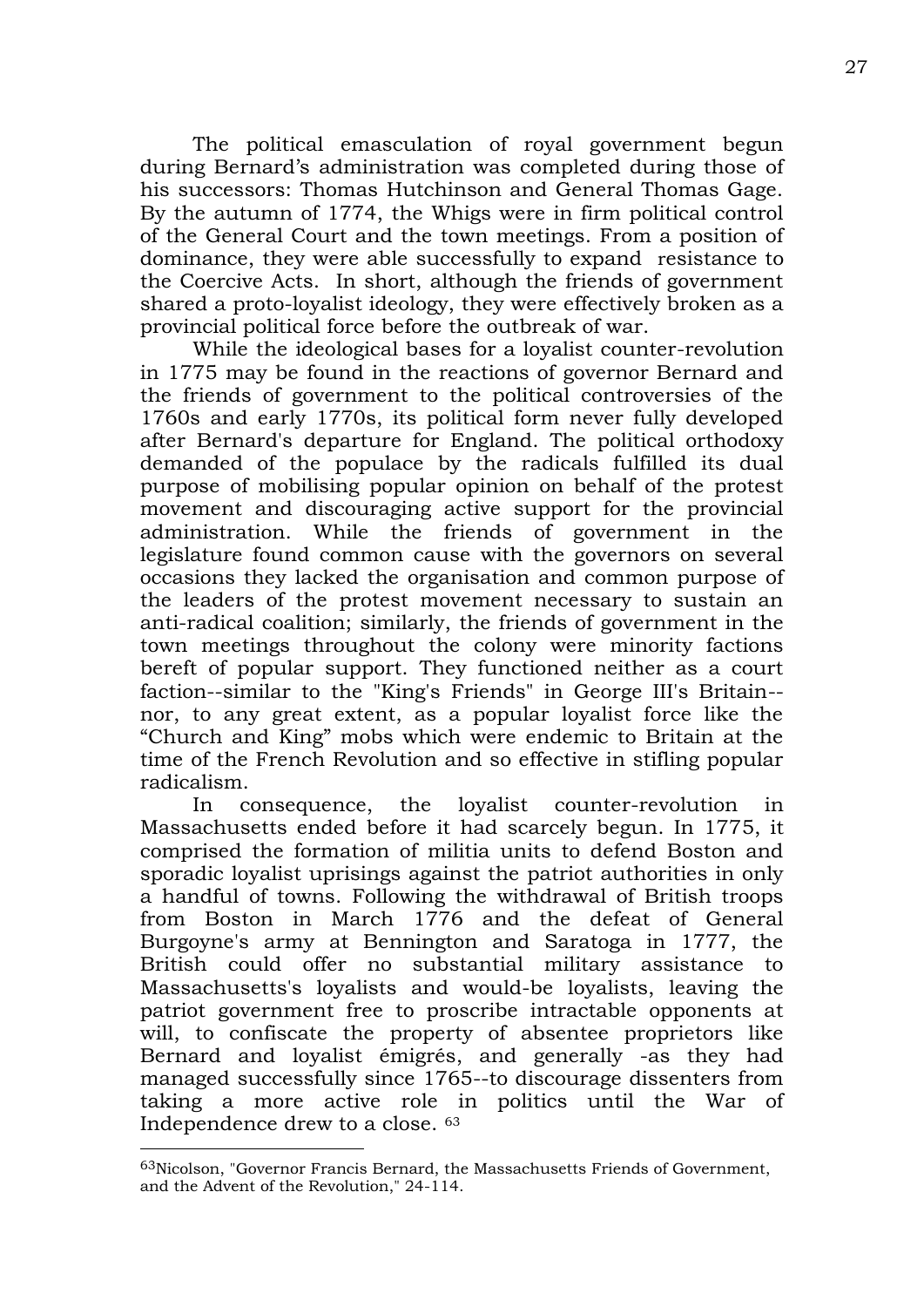The political emasculation of royal government begun during Bernard's administration was completed during those of his successors: Thomas Hutchinson and General Thomas Gage. By the autumn of 1774, the Whigs were in firm political control of the General Court and the town meetings. From a position of dominance, they were able successfully to expand resistance to the Coercive Acts. In short, although the friends of government shared a proto-loyalist ideology, they were effectively broken as a provincial political force before the outbreak of war.

While the ideological bases for a loyalist counter-revolution in 1775 may be found in the reactions of governor Bernard and the friends of government to the political controversies of the 1760s and early 1770s, its political form never fully developed after Bernard's departure for England. The political orthodoxy demanded of the populace by the radicals fulfilled its dual purpose of mobilising popular opinion on behalf of the protest movement and discouraging active support for the provincial administration. While the friends of government in the legislature found common cause with the governors on several occasions they lacked the organisation and common purpose of the leaders of the protest movement necessary to sustain an anti-radical coalition; similarly, the friends of government in the town meetings throughout the colony were minority factions bereft of popular support. They functioned neither as a court faction--similar to the "King's Friends" in George III's Britain--nor, to any great extent, as a popular loyalist force like the "Church and King" mobs which were endemic to Britain at the time of the French Revolution and so effective in stifling popular radicalism.

In consequence, the loyalist counter-revolution in Massachusetts ended before it had scarcely begun. In 1775, it comprised the formation of militia units to defend Boston and sporadic loyalist uprisings against the patriot authorities in only a handful of towns. Following the withdrawal of British troops from Boston in March 1776 and the defeat of General Burgoyne's army at Bennington and Saratoga in 1777, the British could offer no substantial military assistance to Massachusetts's loyalists and would-be loyalists, leaving the patriot government free to proscribe intractable opponents at will, to confiscate the property of absentee proprietors like Bernard and loyalist émigrés, and generally -as they had managed successfully since 1765--to discourage dissenters from taking a more active role in politics until the War of Independence drew to a close. [63]

[63] Nicolson, "Governor Francis Bernard, the Massachusetts Friends of Government, and the Advent of the Revolution," 24-114.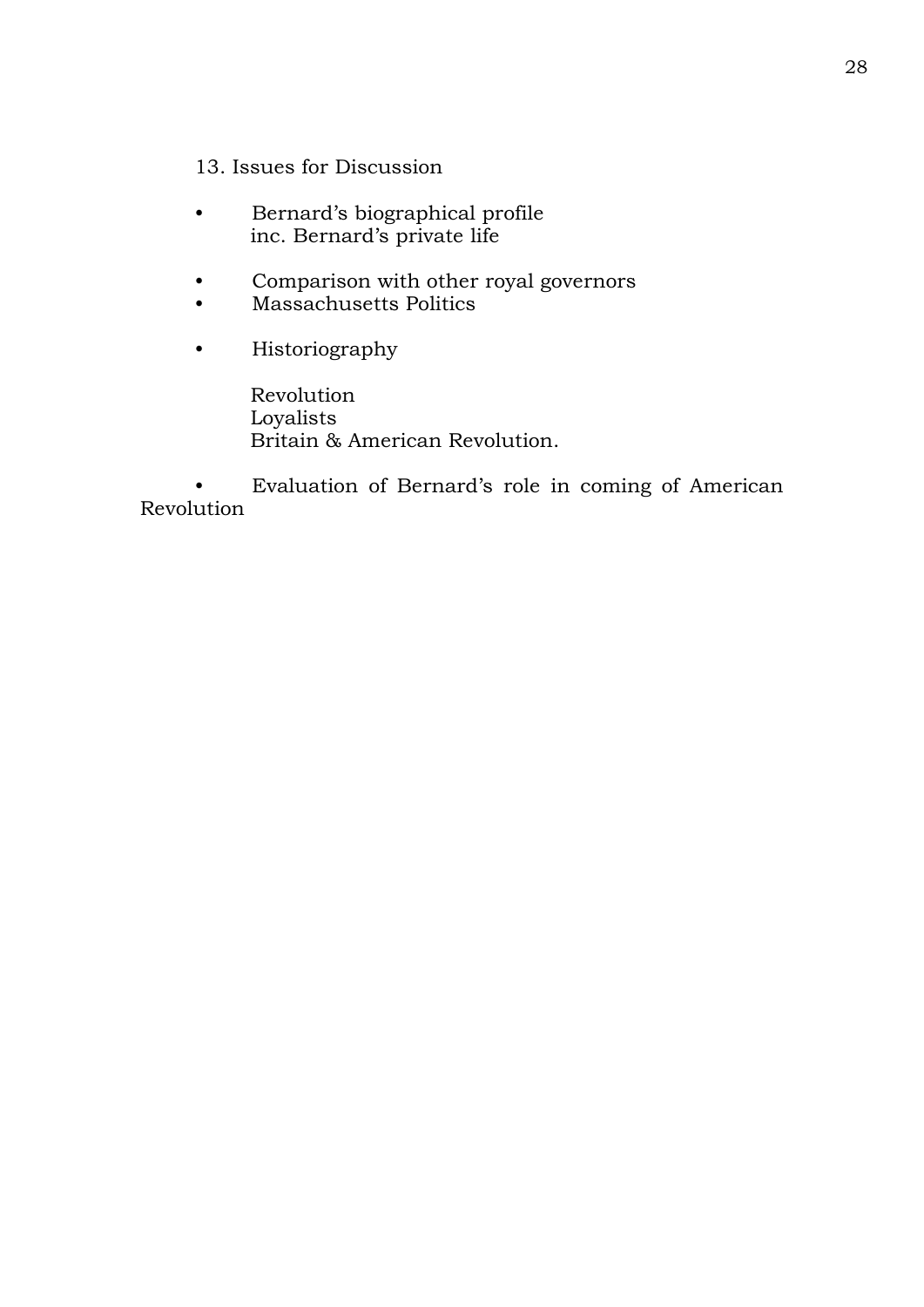## 13. Issues for Discussion

- Bernard's biographical profile
  inc. Bernard's private life

- Comparison with other royal governors
- Massachusetts Politics

- Historiography

  Revolution
  Loyalists
  Britain & American Revolution.

- Evaluation of Bernard's role in coming of American Revolution